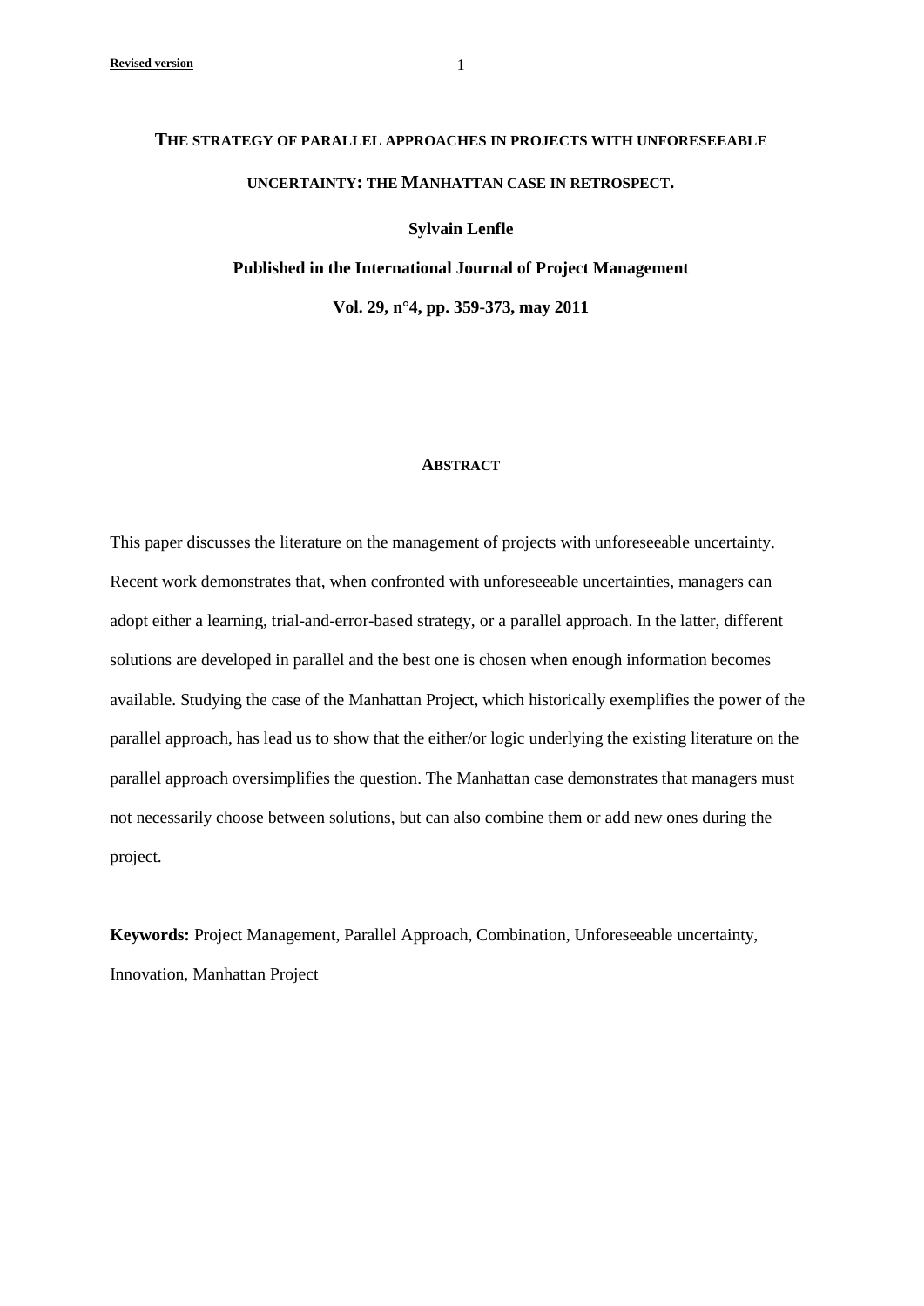# THE STRATEGY OF PARALLEL APPROACHES IN PROJECTS WITH UNFORESEEABLE UNCERTAINTY: THE MANHATTAN CASE IN RETROSPECT.

**Sylvain Lenfle**

**Published in the International Journal of Project Management**

**Vol. 29, n°4, pp. 359-373, may 2011**

## ABSTRACT

This paper discusses the literature on the management of projects with unforeseeable uncertainty. Recent work demonstrates that, when confronted with unforeseeable uncertainties, managers can adopt either a learning, trial-and-error-based strategy, or a parallel approach. In the latter, different solutions are developed in parallel and the best one is chosen when enough information becomes available. Studying the case of the Manhattan Project, which historically exemplifies the power of the parallel approach, has lead us to show that the either/or logic underlying the existing literature on the parallel approach oversimplifies the question. The Manhattan case demonstrates that managers must not necessarily choose between solutions, but can also combine them or add new ones during the project.

**Keywords:** Project Management, Parallel Approach, Combination, Unforeseeable uncertainty, Innovation, Manhattan Project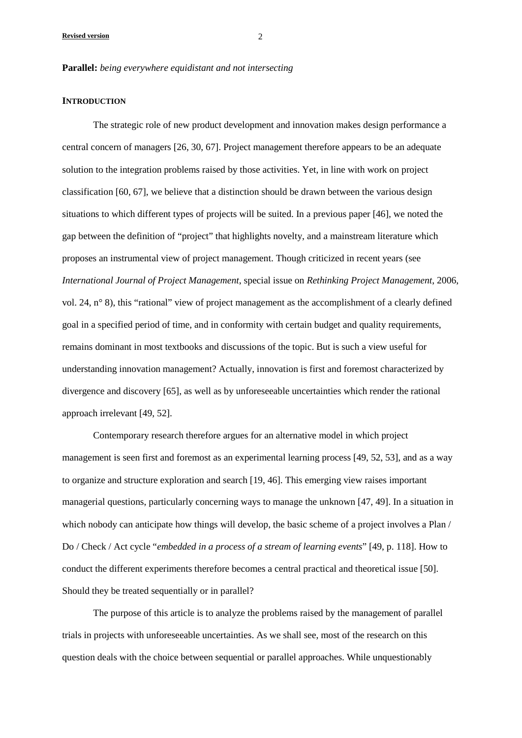**Parallel:** *being everywhere equidistant and not intersecting*

## INTRODUCTION

The strategic role of new product development and innovation makes design performance a central concern of managers [26, 30, 67]. Project management therefore appears to be an adequate solution to the integration problems raised by those activities. Yet, in line with work on project classification [60, 67], we believe that a distinction should be drawn between the various design situations to which different types of projects will be suited. In a previous paper [46], we noted the gap between the definition of "project" that highlights novelty, and a mainstream literature which proposes an instrumental view of project management. Though criticized in recent years (see *International Journal of Project Management*, special issue on *Rethinking Project Management*, 2006, vol. 24, n° 8), this "rational" view of project management as the accomplishment of a clearly defined goal in a specified period of time, and in conformity with certain budget and quality requirements, remains dominant in most textbooks and discussions of the topic. But is such a view useful for understanding innovation management? Actually, innovation is first and foremost characterized by divergence and discovery [65], as well as by unforeseeable uncertainties which render the rational approach irrelevant [49, 52].

Contemporary research therefore argues for an alternative model in which project management is seen first and foremost as an experimental learning process [49, 52, 53], and as a way to organize and structure exploration and search [19, 46]. This emerging view raises important managerial questions, particularly concerning ways to manage the unknown [47, 49]. In a situation in which nobody can anticipate how things will develop, the basic scheme of a project involves a Plan / Do / Check / Act cycle "*embedded in a process of a stream of learning events*" [49, p. 118]. How to conduct the different experiments therefore becomes a central practical and theoretical issue [50]. Should they be treated sequentially or in parallel?

The purpose of this article is to analyze the problems raised by the management of parallel trials in projects with unforeseeable uncertainties. As we shall see, most of the research on this question deals with the choice between sequential or parallel approaches. While unquestionably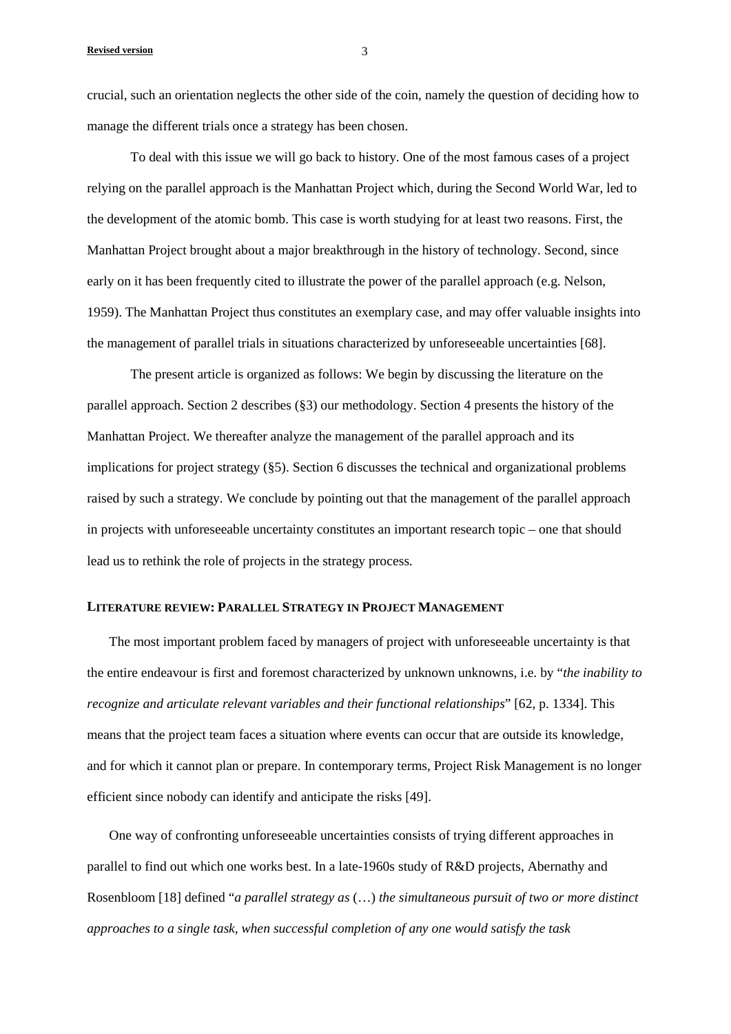crucial, such an orientation neglects the other side of the coin, namely the question of deciding how to manage the different trials once a strategy has been chosen.

To deal with this issue we will go back to history. One of the most famous cases of a project relying on the parallel approach is the Manhattan Project which, during the Second World War, led to the development of the atomic bomb. This case is worth studying for at least two reasons. First, the Manhattan Project brought about a major breakthrough in the history of technology. Second, since early on it has been frequently cited to illustrate the power of the parallel approach (e.g. Nelson, 1959). The Manhattan Project thus constitutes an exemplary case, and may offer valuable insights into the management of parallel trials in situations characterized by unforeseeable uncertainties [68].

The present article is organized as follows: We begin by discussing the literature on the parallel approach. Section 2 describes (§3) our methodology. Section 4 presents the history of the Manhattan Project. We thereafter analyze the management of the parallel approach and its implications for project strategy (§5). Section 6 discusses the technical and organizational problems raised by such a strategy. We conclude by pointing out that the management of the parallel approach in projects with unforeseeable uncertainty constitutes an important research topic – one that should lead us to rethink the role of projects in the strategy process.

## LITERATURE REVIEW: PARALLEL STRATEGY IN PROJECT MANAGEMENT

The most important problem faced by managers of project with unforeseeable uncertainty is that the entire endeavour is first and foremost characterized by unknown unknowns, i.e. by "*the inability to recognize and articulate relevant variables and their functional relationships*" [62, p. 1334]. This means that the project team faces a situation where events can occur that are outside its knowledge, and for which it cannot plan or prepare. In contemporary terms, Project Risk Management is no longer efficient since nobody can identify and anticipate the risks [49].

One way of confronting unforeseeable uncertainties consists of trying different approaches in parallel to find out which one works best. In a late-1960s study of R&D projects, Abernathy and Rosenbloom [18] defined "*a parallel strategy as* (…) *the simultaneous pursuit of two or more distinct approaches to a single task, when successful completion of any one would satisfy the task*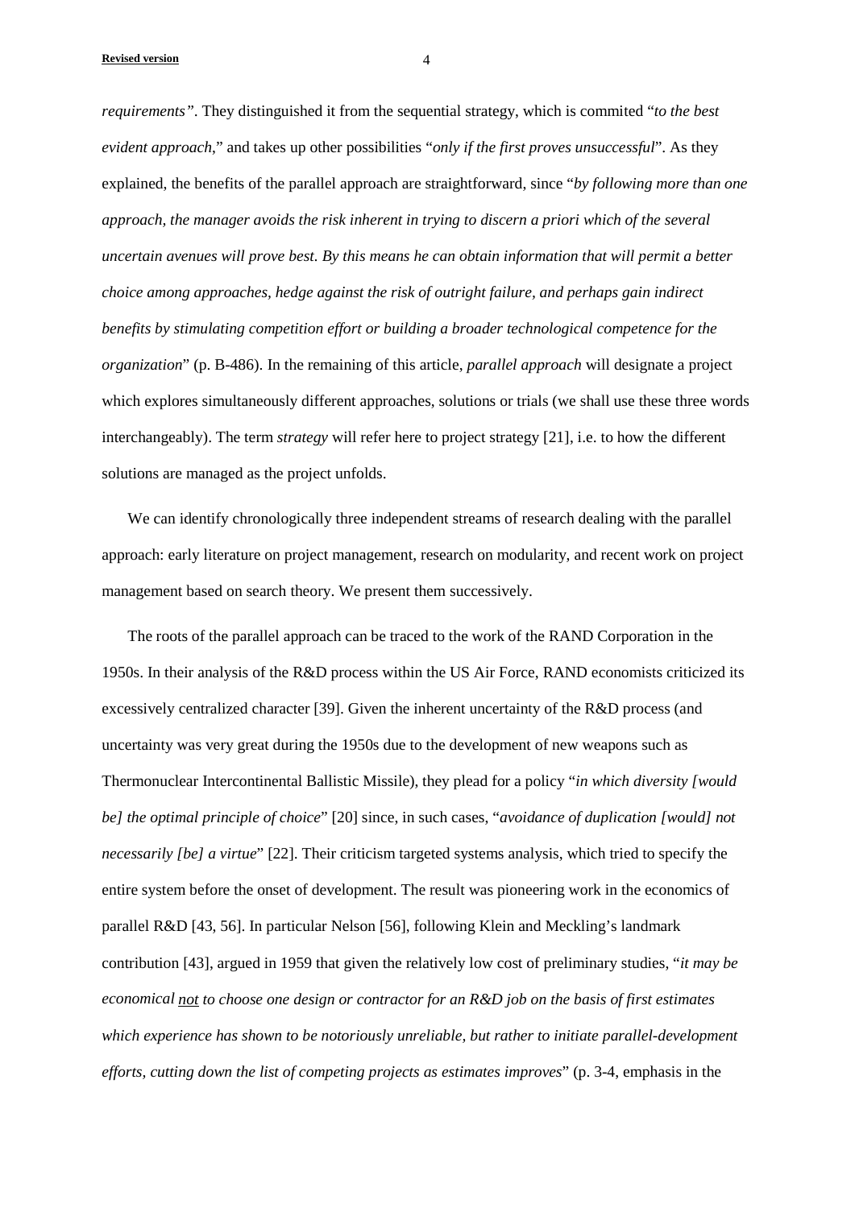*requirements"*. They distinguished it from the sequential strategy, which is commited "*to the best evident approach*," and takes up other possibilities "*only if the first proves unsuccessful*". As they explained, the benefits of the parallel approach are straightforward, since "*by following more than one approach, the manager avoids the risk inherent in trying to discern a priori which of the several uncertain avenues will prove best. By this means he can obtain information that will permit a better choice among approaches, hedge against the risk of outright failure, and perhaps gain indirect benefits by stimulating competition effort or building a broader technological competence for the organization*" (p. B-486). In the remaining of this article, *parallel approach* will designate a project which explores simultaneously different approaches, solutions or trials (we shall use these three words interchangeably). The term *strategy* will refer here to project strategy [21], i.e. to how the different solutions are managed as the project unfolds.

We can identify chronologically three independent streams of research dealing with the parallel approach: early literature on project management, research on modularity, and recent work on project management based on search theory. We present them successively.

The roots of the parallel approach can be traced to the work of the RAND Corporation in the 1950s. In their analysis of the R&D process within the US Air Force, RAND economists criticized its excessively centralized character [39]. Given the inherent uncertainty of the R&D process (and uncertainty was very great during the 1950s due to the development of new weapons such as Thermonuclear Intercontinental Ballistic Missile), they plead for a policy "*in which diversity [would be] the optimal principle of choice*" [20] since, in such cases, "*avoidance of duplication [would] not necessarily [be] a virtue*" [22]. Their criticism targeted systems analysis, which tried to specify the entire system before the onset of development. The result was pioneering work in the economics of parallel R&D [43, 56]. In particular Nelson [56], following Klein and Meckling's landmark contribution [43], argued in 1959 that given the relatively low cost of preliminary studies, "*it may be economical <u>not</u> to choose one design or contractor for an R&D job on the basis of first estimates which experience has shown to be notoriously unreliable, but rather to initiate parallel-development efforts, cutting down the list of competing projects as estimates improves*" (p. 3-4, emphasis in the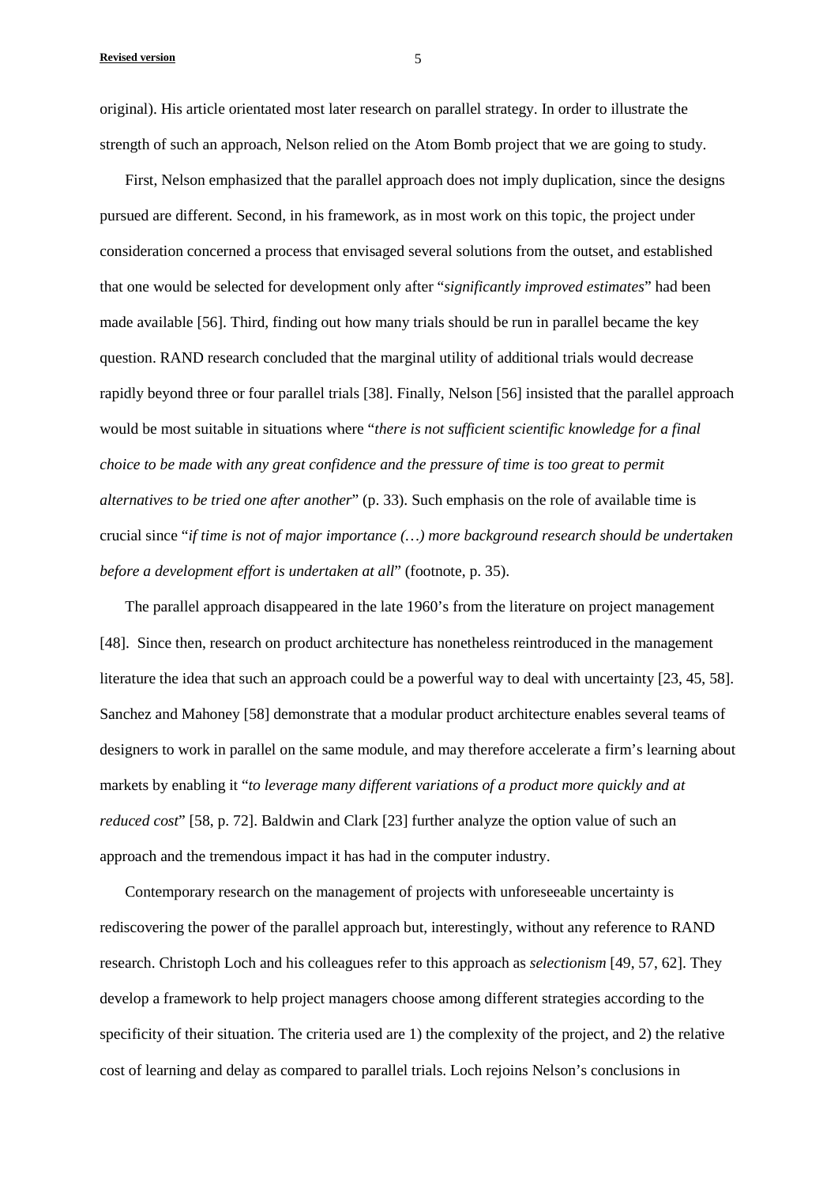original). His article orientated most later research on parallel strategy. In order to illustrate the strength of such an approach, Nelson relied on the Atom Bomb project that we are going to study.

First, Nelson emphasized that the parallel approach does not imply duplication, since the designs pursued are different. Second, in his framework, as in most work on this topic, the project under consideration concerned a process that envisaged several solutions from the outset, and established that one would be selected for development only after "*significantly improved estimates*" had been made available [56]. Third, finding out how many trials should be run in parallel became the key question. RAND research concluded that the marginal utility of additional trials would decrease rapidly beyond three or four parallel trials [38]. Finally, Nelson [56] insisted that the parallel approach would be most suitable in situations where "*there is not sufficient scientific knowledge for a final choice to be made with any great confidence and the pressure of time is too great to permit alternatives to be tried one after another*" (p. 33). Such emphasis on the role of available time is crucial since "*if time is not of major importance (…) more background research should be undertaken before a development effort is undertaken at all*" (footnote, p. 35).

The parallel approach disappeared in the late 1960's from the literature on project management [48]. Since then, research on product architecture has nonetheless reintroduced in the management literature the idea that such an approach could be a powerful way to deal with uncertainty [23, 45, 58]. Sanchez and Mahoney [58] demonstrate that a modular product architecture enables several teams of designers to work in parallel on the same module, and may therefore accelerate a firm's learning about markets by enabling it "*to leverage many different variations of a product more quickly and at reduced cost*" [58, p. 72]. Baldwin and Clark [23] further analyze the option value of such an approach and the tremendous impact it has had in the computer industry.

Contemporary research on the management of projects with unforeseeable uncertainty is rediscovering the power of the parallel approach but, interestingly, without any reference to RAND research. Christoph Loch and his colleagues refer to this approach as *selectionism* [49, 57, 62]. They develop a framework to help project managers choose among different strategies according to the specificity of their situation. The criteria used are 1) the complexity of the project, and 2) the relative cost of learning and delay as compared to parallel trials. Loch rejoins Nelson's conclusions in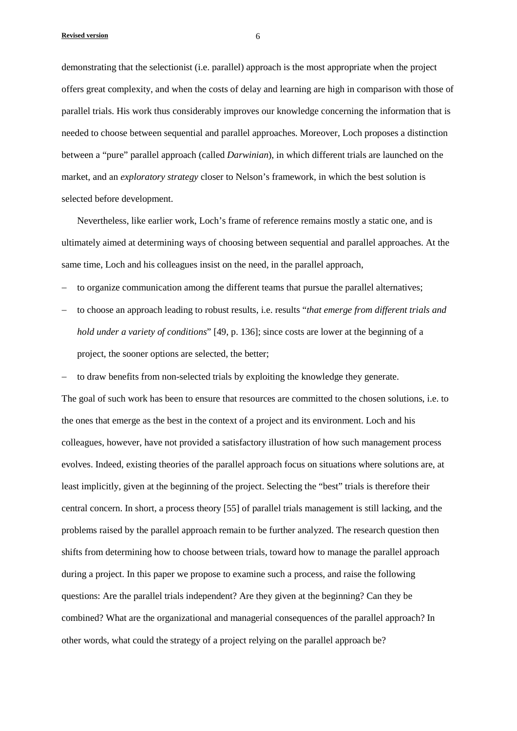demonstrating that the selectionist (i.e. parallel) approach is the most appropriate when the project offers great complexity, and when the costs of delay and learning are high in comparison with those of parallel trials. His work thus considerably improves our knowledge concerning the information that is needed to choose between sequential and parallel approaches. Moreover, Loch proposes a distinction between a "pure" parallel approach (called *Darwinian*), in which different trials are launched on the market, and an *exploratory strategy* closer to Nelson's framework, in which the best solution is selected before development.

Nevertheless, like earlier work, Loch's frame of reference remains mostly a static one, and is ultimately aimed at determining ways of choosing between sequential and parallel approaches. At the same time, Loch and his colleagues insist on the need, in the parallel approach,

- to organize communication among the different teams that pursue the parallel alternatives;
- to choose an approach leading to robust results, i.e. results "*that emerge from different trials and hold under a variety of conditions*" [49, p. 136]; since costs are lower at the beginning of a project, the sooner options are selected, the better;
- to draw benefits from non-selected trials by exploiting the knowledge they generate.

The goal of such work has been to ensure that resources are committed to the chosen solutions, i.e. to the ones that emerge as the best in the context of a project and its environment. Loch and his colleagues, however, have not provided a satisfactory illustration of how such management process evolves. Indeed, existing theories of the parallel approach focus on situations where solutions are, at least implicitly, given at the beginning of the project. Selecting the "best" trials is therefore their central concern. In short, a process theory [55] of parallel trials management is still lacking, and the problems raised by the parallel approach remain to be further analyzed. The research question then shifts from determining how to choose between trials, toward how to manage the parallel approach during a project. In this paper we propose to examine such a process, and raise the following questions: Are the parallel trials independent? Are they given at the beginning? Can they be combined? What are the organizational and managerial consequences of the parallel approach? In other words, what could the strategy of a project relying on the parallel approach be?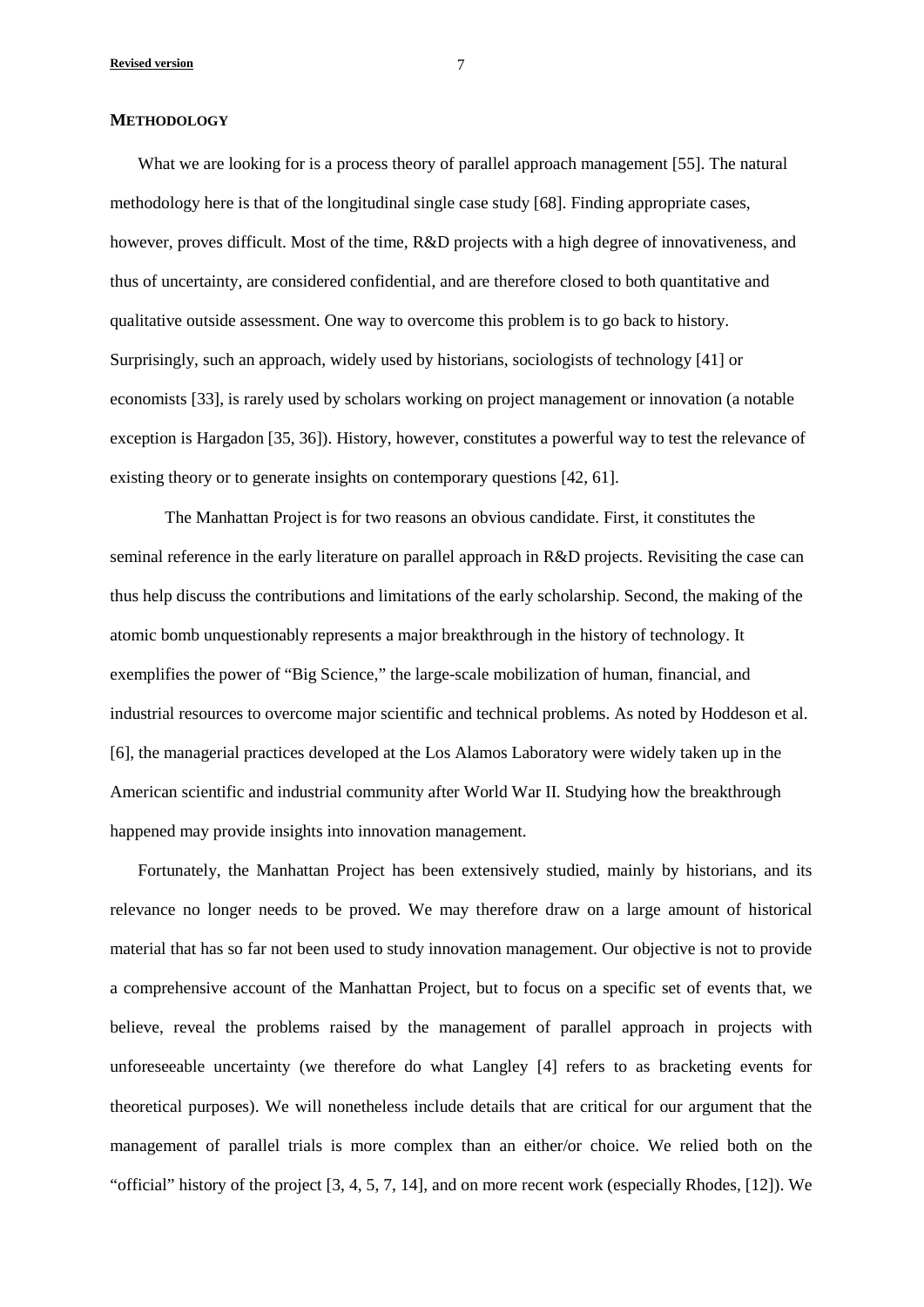## METHODOLOGY

What we are looking for is a process theory of parallel approach management [55]. The natural methodology here is that of the longitudinal single case study [68]. Finding appropriate cases, however, proves difficult. Most of the time, R&D projects with a high degree of innovativeness, and thus of uncertainty, are considered confidential, and are therefore closed to both quantitative and qualitative outside assessment. One way to overcome this problem is to go back to history. Surprisingly, such an approach, widely used by historians, sociologists of technology [41] or economists [33], is rarely used by scholars working on project management or innovation (a notable exception is Hargadon [35, 36]). History, however, constitutes a powerful way to test the relevance of existing theory or to generate insights on contemporary questions [42, 61].

The Manhattan Project is for two reasons an obvious candidate. First, it constitutes the seminal reference in the early literature on parallel approach in R&D projects. Revisiting the case can thus help discuss the contributions and limitations of the early scholarship. Second, the making of the atomic bomb unquestionably represents a major breakthrough in the history of technology. It exemplifies the power of "Big Science," the large-scale mobilization of human, financial, and industrial resources to overcome major scientific and technical problems. As noted by Hoddeson et al. [6], the managerial practices developed at the Los Alamos Laboratory were widely taken up in the American scientific and industrial community after World War II. Studying how the breakthrough happened may provide insights into innovation management.

Fortunately, the Manhattan Project has been extensively studied, mainly by historians, and its relevance no longer needs to be proved. We may therefore draw on a large amount of historical material that has so far not been used to study innovation management. Our objective is not to provide a comprehensive account of the Manhattan Project, but to focus on a specific set of events that, we believe, reveal the problems raised by the management of parallel approach in projects with unforeseeable uncertainty (we therefore do what Langley [4] refers to as bracketing events for theoretical purposes). We will nonetheless include details that are critical for our argument that the management of parallel trials is more complex than an either/or choice. We relied both on the "official" history of the project [3, 4, 5, 7, 14], and on more recent work (especially Rhodes, [12]). We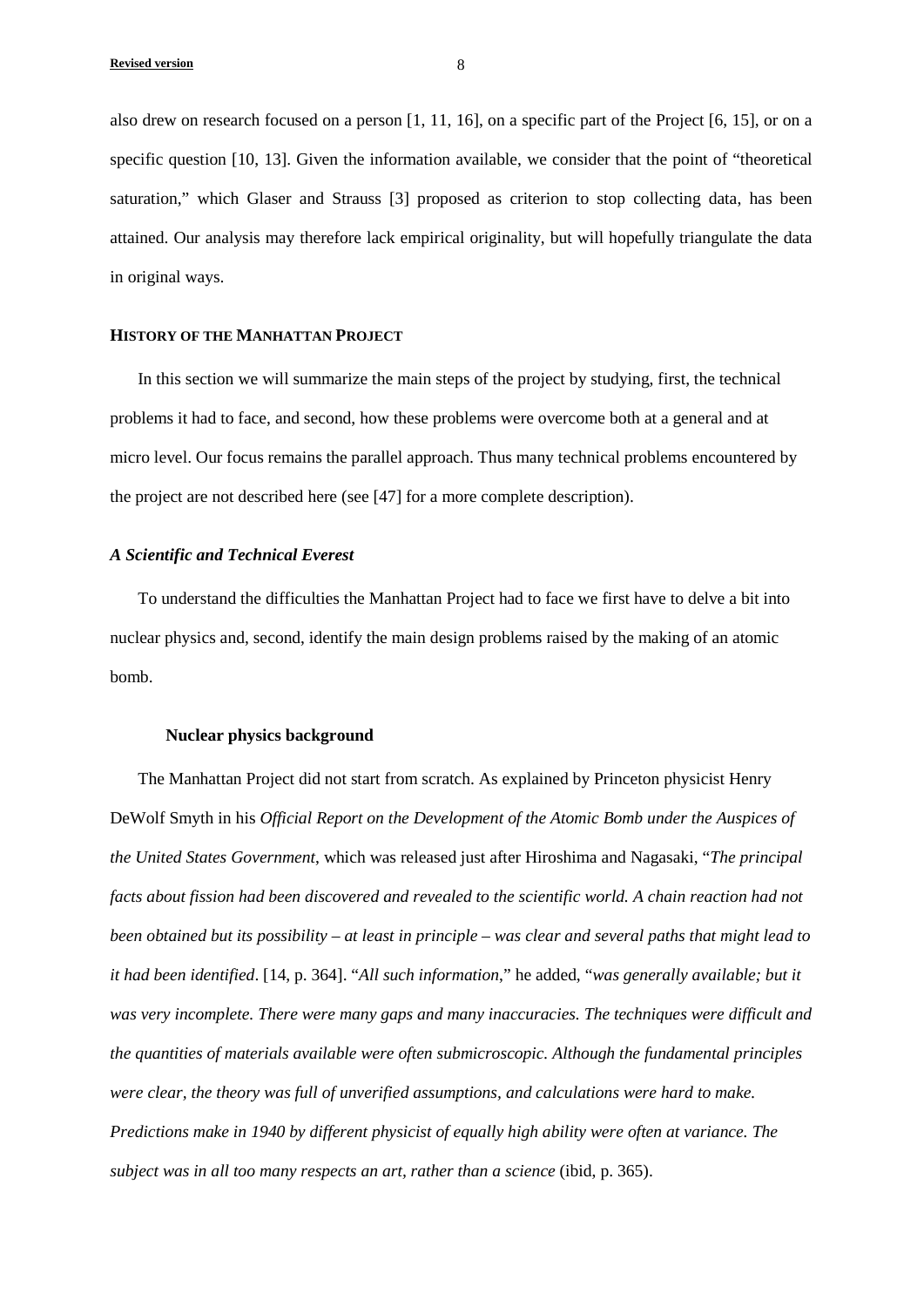also drew on research focused on a person [1, 11, 16], on a specific part of the Project [6, 15], or on a specific question [10, 13]. Given the information available, we consider that the point of "theoretical saturation," which Glaser and Strauss [3] proposed as criterion to stop collecting data, has been attained. Our analysis may therefore lack empirical originality, but will hopefully triangulate the data in original ways.

## HISTORY OF THE MANHATTAN PROJECT

In this section we will summarize the main steps of the project by studying, first, the technical problems it had to face, and second, how these problems were overcome both at a general and at micro level. Our focus remains the parallel approach. Thus many technical problems encountered by the project are not described here (see [47] for a more complete description).

### *A Scientific and Technical Everest*

To understand the difficulties the Manhattan Project had to face we first have to delve a bit into nuclear physics and, second, identify the main design problems raised by the making of an atomic bomb.

#### Nuclear physics background

The Manhattan Project did not start from scratch. As explained by Princeton physicist Henry DeWolf Smyth in his *Official Report on the Development of the Atomic Bomb under the Auspices of the United States Government*, which was released just after Hiroshima and Nagasaki, "*The principal facts about fission had been discovered and revealed to the scientific world. A chain reaction had not been obtained but its possibility – at least in principle – was clear and several paths that might lead to it had been identified*. [14, p. 364]. "*All such information*," he added, "*was generally available; but it was very incomplete. There were many gaps and many inaccuracies. The techniques were difficult and the quantities of materials available were often submicroscopic. Although the fundamental principles were clear, the theory was full of unverified assumptions, and calculations were hard to make. Predictions make in 1940 by different physicist of equally high ability were often at variance. The subject was in all too many respects an art, rather than a science* (ibid, p. 365).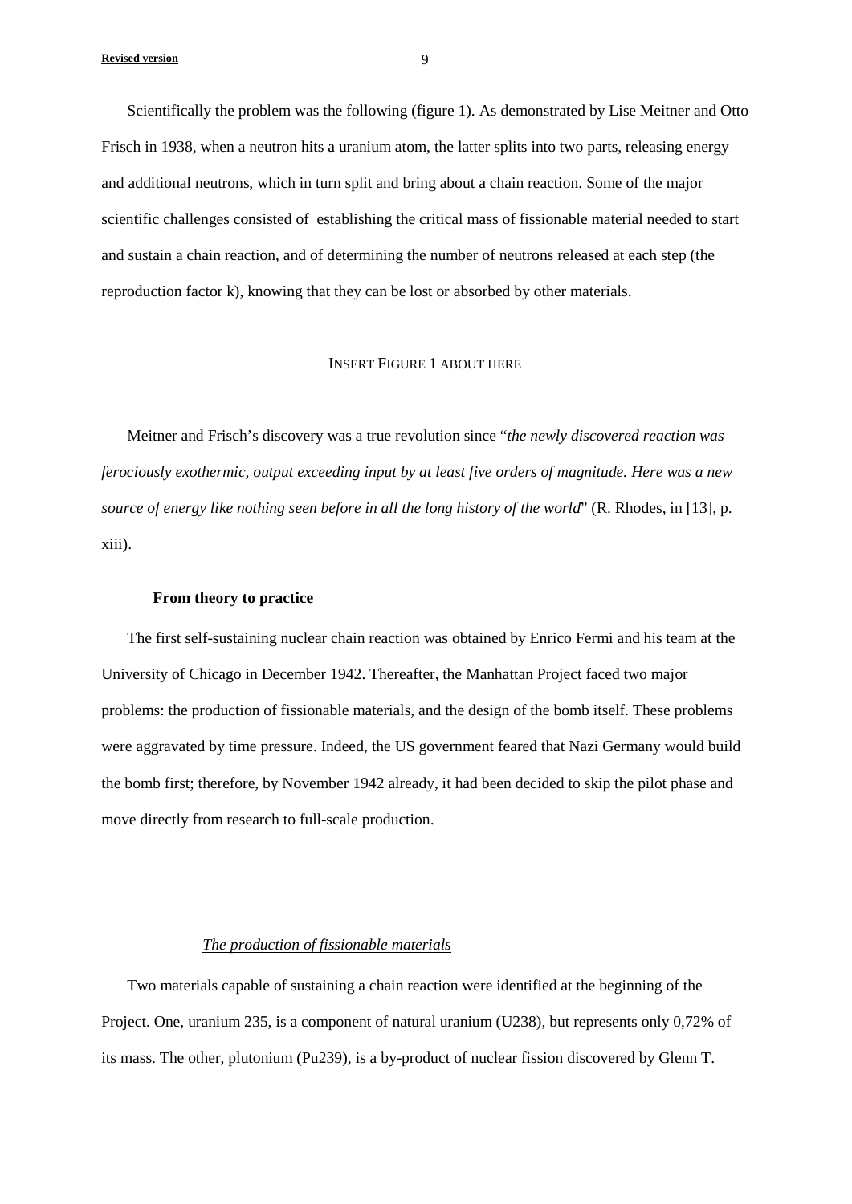Scientifically the problem was the following (figure 1). As demonstrated by Lise Meitner and Otto Frisch in 1938, when a neutron hits a uranium atom, the latter splits into two parts, releasing energy and additional neutrons, which in turn split and bring about a chain reaction. Some of the major scientific challenges consisted of establishing the critical mass of fissionable material needed to start and sustain a chain reaction, and of determining the number of neutrons released at each step (the reproduction factor k), knowing that they can be lost or absorbed by other materials.

INSERT FIGURE 1 ABOUT HERE

Meitner and Frisch's discovery was a true revolution since "*the newly discovered reaction was ferociously exothermic, output exceeding input by at least five orders of magnitude. Here was a new source of energy like nothing seen before in all the long history of the world*" (R. Rhodes, in [13], p. xiii).

**From theory to practice**

The first self-sustaining nuclear chain reaction was obtained by Enrico Fermi and his team at the University of Chicago in December 1942. Thereafter, the Manhattan Project faced two major problems: the production of fissionable materials, and the design of the bomb itself. These problems were aggravated by time pressure. Indeed, the US government feared that Nazi Germany would build the bomb first; therefore, by November 1942 already, it had been decided to skip the pilot phase and move directly from research to full-scale production.

*The production of fissionable materials*

Two materials capable of sustaining a chain reaction were identified at the beginning of the Project. One, uranium 235, is a component of natural uranium (U238), but represents only 0,72% of its mass. The other, plutonium (Pu239), is a by-product of nuclear fission discovered by Glenn T.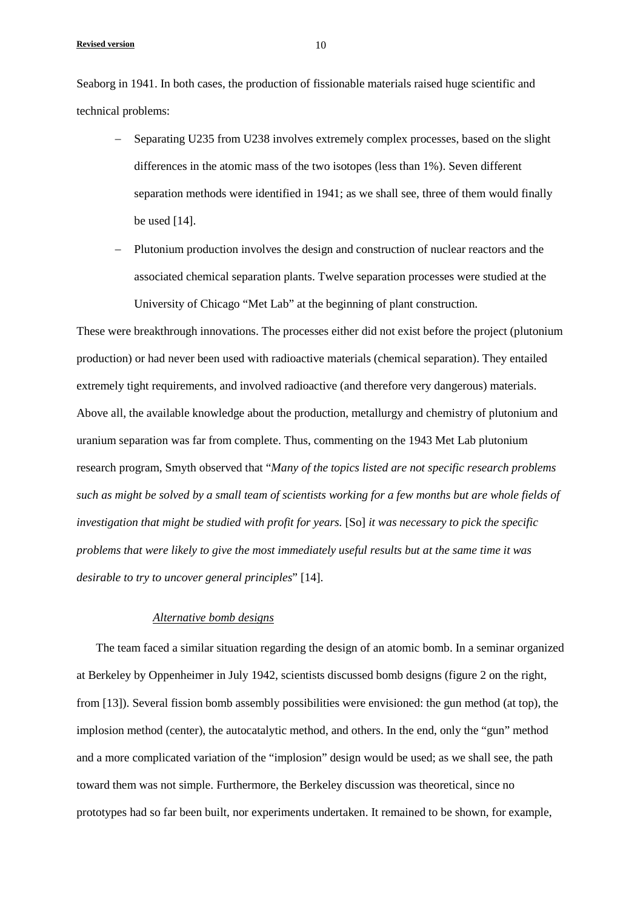Seaborg in 1941. In both cases, the production of fissionable materials raised huge scientific and technical problems:

- Separating U235 from U238 involves extremely complex processes, based on the slight differences in the atomic mass of the two isotopes (less than 1%). Seven different separation methods were identified in 1941; as we shall see, three of them would finally be used [14].
- Plutonium production involves the design and construction of nuclear reactors and the associated chemical separation plants. Twelve separation processes were studied at the University of Chicago "Met Lab" at the beginning of plant construction.

These were breakthrough innovations. The processes either did not exist before the project (plutonium production) or had never been used with radioactive materials (chemical separation). They entailed extremely tight requirements, and involved radioactive (and therefore very dangerous) materials. Above all, the available knowledge about the production, metallurgy and chemistry of plutonium and uranium separation was far from complete. Thus, commenting on the 1943 Met Lab plutonium research program, Smyth observed that "*Many of the topics listed are not specific research problems such as might be solved by a small team of scientists working for a few months but are whole fields of investigation that might be studied with profit for years.* [So] *it was necessary to pick the specific problems that were likely to give the most immediately useful results but at the same time it was desirable to try to uncover general principles*" [14].

### *Alternative bomb designs*

The team faced a similar situation regarding the design of an atomic bomb. In a seminar organized at Berkeley by Oppenheimer in July 1942, scientists discussed bomb designs (figure 2 on the right, from [13]). Several fission bomb assembly possibilities were envisioned: the gun method (at top), the implosion method (center), the autocatalytic method, and others. In the end, only the "gun" method and a more complicated variation of the "implosion" design would be used; as we shall see, the path toward them was not simple. Furthermore, the Berkeley discussion was theoretical, since no prototypes had so far been built, nor experiments undertaken. It remained to be shown, for example,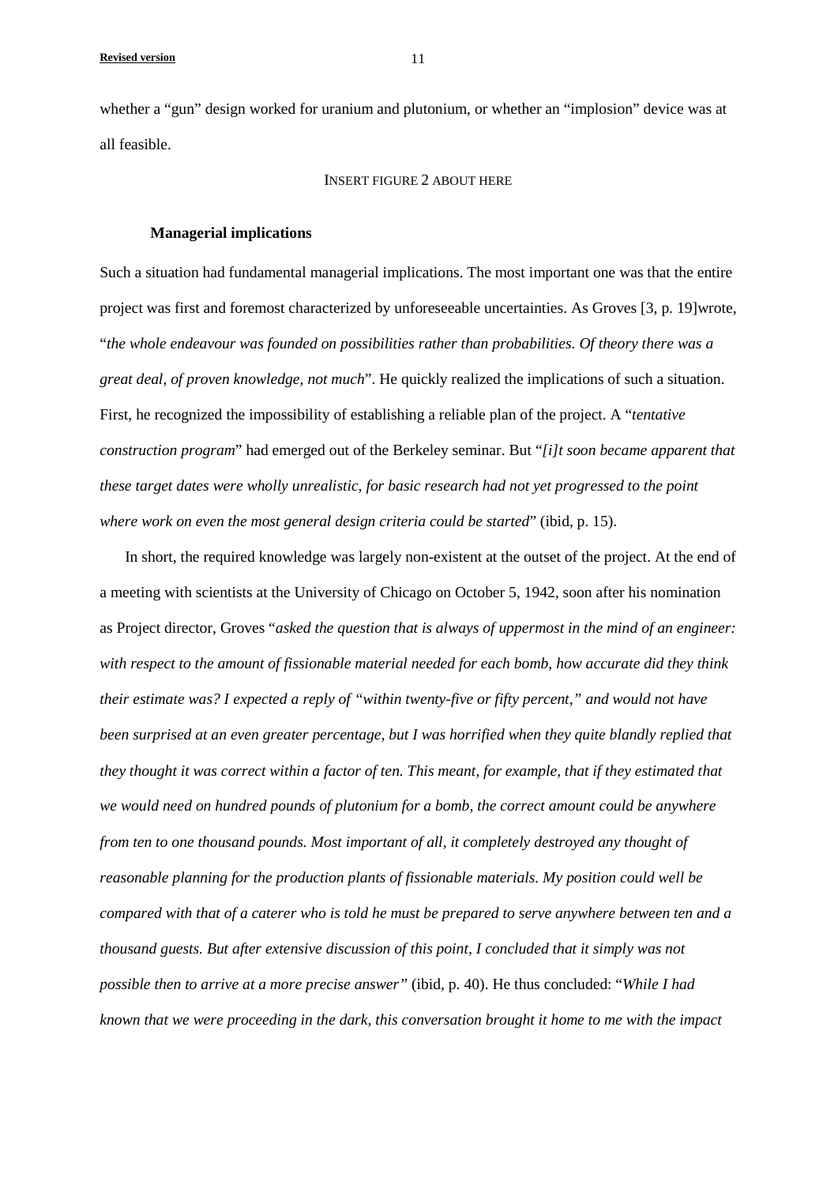whether a "gun" design worked for uranium and plutonium, or whether an "implosion" device was at all feasible.

INSERT FIGURE 2 ABOUT HERE

### Managerial implications

Such a situation had fundamental managerial implications. The most important one was that the entire project was first and foremost characterized by unforeseeable uncertainties. As Groves [3, p. 19]wrote, "*the whole endeavour was founded on possibilities rather than probabilities. Of theory there was a great deal, of proven knowledge, not much*". He quickly realized the implications of such a situation. First, he recognized the impossibility of establishing a reliable plan of the project. A "*tentative construction program*" had emerged out of the Berkeley seminar. But "*[i]t soon became apparent that these target dates were wholly unrealistic, for basic research had not yet progressed to the point where work on even the most general design criteria could be started*" (ibid, p. 15).

In short, the required knowledge was largely non-existent at the outset of the project. At the end of a meeting with scientists at the University of Chicago on October 5, 1942, soon after his nomination as Project director, Groves "*asked the question that is always of uppermost in the mind of an engineer: with respect to the amount of fissionable material needed for each bomb, how accurate did they think their estimate was? I expected a reply of "within twenty-five or fifty percent," and would not have been surprised at an even greater percentage, but I was horrified when they quite blandly replied that they thought it was correct within a factor of ten. This meant, for example, that if they estimated that we would need on hundred pounds of plutonium for a bomb, the correct amount could be anywhere from ten to one thousand pounds. Most important of all, it completely destroyed any thought of reasonable planning for the production plants of fissionable materials. My position could well be compared with that of a caterer who is told he must be prepared to serve anywhere between ten and a thousand guests. But after extensive discussion of this point, I concluded that it simply was not possible then to arrive at a more precise answer"* (ibid, p. 40). He thus concluded: "*While I had known that we were proceeding in the dark, this conversation brought it home to me with the impact*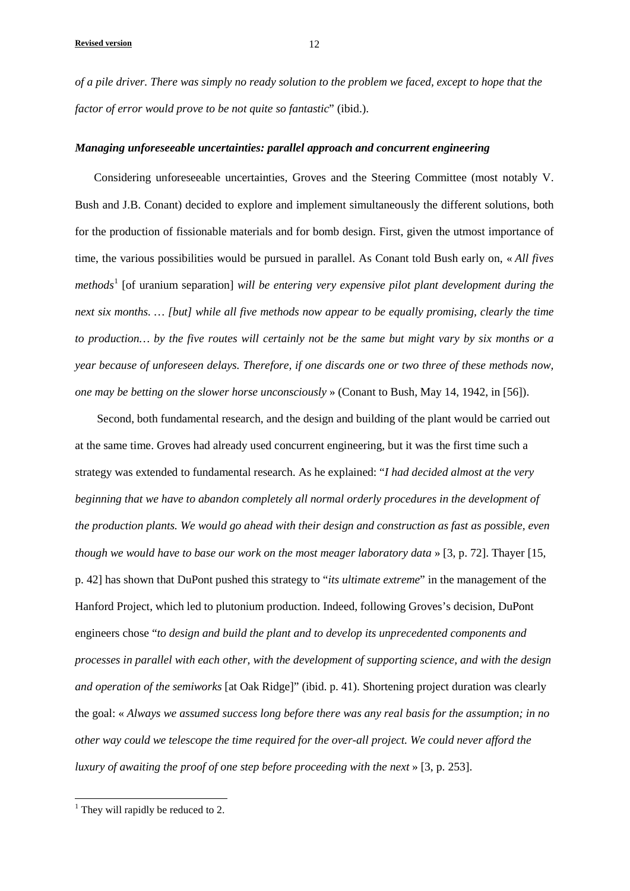*of a pile driver. There was simply no ready solution to the problem we faced, except to hope that the factor of error would prove to be not quite so fantastic*" (ibid.).

### *Managing unforeseeable uncertainties: parallel approach and concurrent engineering*

Considering unforeseeable uncertainties, Groves and the Steering Committee (most notably V. Bush and J.B. Conant) decided to explore and implement simultaneously the different solutions, both for the production of fissionable materials and for bomb design. First, given the utmost importance of time, the various possibilities would be pursued in parallel. As Conant told Bush early on, « *All fives methods*[1] [of uranium separation] *will be entering very expensive pilot plant development during the next six months. … [but] while all five methods now appear to be equally promising, clearly the time to production… by the five routes will certainly not be the same but might vary by six months or a year because of unforeseen delays. Therefore, if one discards one or two three of these methods now, one may be betting on the slower horse unconsciously* » (Conant to Bush, May 14, 1942, in [56]).

Second, both fundamental research, and the design and building of the plant would be carried out at the same time. Groves had already used concurrent engineering, but it was the first time such a strategy was extended to fundamental research. As he explained: "*I had decided almost at the very beginning that we have to abandon completely all normal orderly procedures in the development of the production plants. We would go ahead with their design and construction as fast as possible, even though we would have to base our work on the most meager laboratory data* » [3, p. 72]. Thayer [15, p. 42] has shown that DuPont pushed this strategy to "*its ultimate extreme*" in the management of the Hanford Project, which led to plutonium production. Indeed, following Groves's decision, DuPont engineers chose "*to design and build the plant and to develop its unprecedented components and processes in parallel with each other, with the development of supporting science, and with the design and operation of the semiworks* [at Oak Ridge]" (ibid. p. 41). Shortening project duration was clearly the goal: « *Always we assumed success long before there was any real basis for the assumption; in no other way could we telescope the time required for the over-all project. We could never afford the luxury of awaiting the proof of one step before proceeding with the next* » [3, p. 253].

[1] They will rapidly be reduced to 2.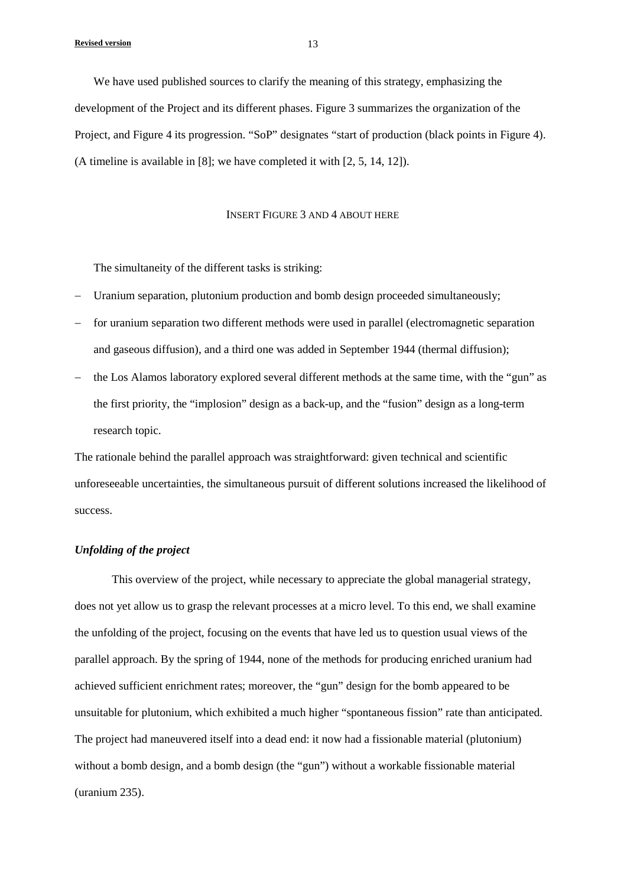We have used published sources to clarify the meaning of this strategy, emphasizing the development of the Project and its different phases. Figure 3 summarizes the organization of the Project, and Figure 4 its progression. "SoP" designates "start of production (black points in Figure 4). (A timeline is available in [8]; we have completed it with [2, 5, 14, 12]).

INSERT FIGURE 3 AND 4 ABOUT HERE

The simultaneity of the different tasks is striking:

- Uranium separation, plutonium production and bomb design proceeded simultaneously;
- for uranium separation two different methods were used in parallel (electromagnetic separation and gaseous diffusion), and a third one was added in September 1944 (thermal diffusion);
- the Los Alamos laboratory explored several different methods at the same time, with the "gun" as the first priority, the "implosion" design as a back-up, and the "fusion" design as a long-term research topic.

The rationale behind the parallel approach was straightforward: given technical and scientific unforeseeable uncertainties, the simultaneous pursuit of different solutions increased the likelihood of success.

### *Unfolding of the project*

This overview of the project, while necessary to appreciate the global managerial strategy, does not yet allow us to grasp the relevant processes at a micro level. To this end, we shall examine the unfolding of the project, focusing on the events that have led us to question usual views of the parallel approach. By the spring of 1944, none of the methods for producing enriched uranium had achieved sufficient enrichment rates; moreover, the "gun" design for the bomb appeared to be unsuitable for plutonium, which exhibited a much higher "spontaneous fission" rate than anticipated. The project had maneuvered itself into a dead end: it now had a fissionable material (plutonium) without a bomb design, and a bomb design (the "gun") without a workable fissionable material (uranium 235).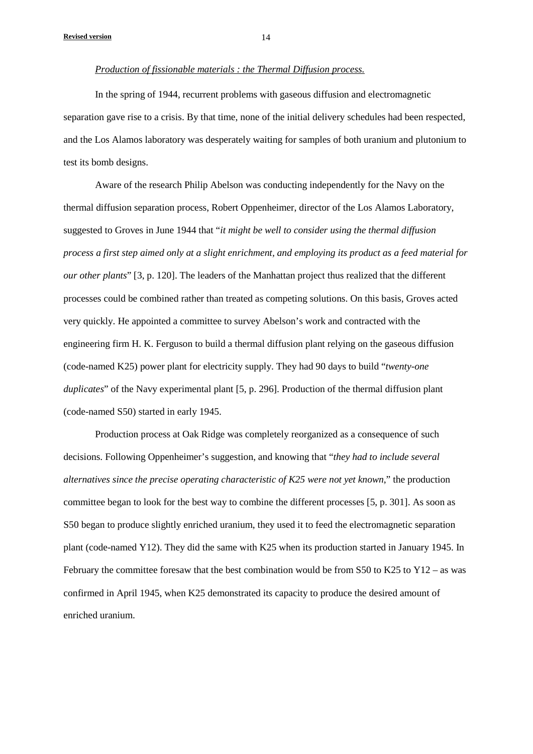*Production of fissionable materials : the Thermal Diffusion process.*

In the spring of 1944, recurrent problems with gaseous diffusion and electromagnetic separation gave rise to a crisis. By that time, none of the initial delivery schedules had been respected, and the Los Alamos laboratory was desperately waiting for samples of both uranium and plutonium to test its bomb designs.

Aware of the research Philip Abelson was conducting independently for the Navy on the thermal diffusion separation process, Robert Oppenheimer, director of the Los Alamos Laboratory, suggested to Groves in June 1944 that "*it might be well to consider using the thermal diffusion process a first step aimed only at a slight enrichment, and employing its product as a feed material for our other plants*" [3, p. 120]. The leaders of the Manhattan project thus realized that the different processes could be combined rather than treated as competing solutions. On this basis, Groves acted very quickly. He appointed a committee to survey Abelson's work and contracted with the engineering firm H. K. Ferguson to build a thermal diffusion plant relying on the gaseous diffusion (code-named K25) power plant for electricity supply. They had 90 days to build "*twenty-one duplicates*" of the Navy experimental plant [5, p. 296]. Production of the thermal diffusion plant (code-named S50) started in early 1945.

Production process at Oak Ridge was completely reorganized as a consequence of such decisions. Following Oppenheimer's suggestion, and knowing that "*they had to include several alternatives since the precise operating characteristic of K25 were not yet known*," the production committee began to look for the best way to combine the different processes [5, p. 301]. As soon as S50 began to produce slightly enriched uranium, they used it to feed the electromagnetic separation plant (code-named Y12). They did the same with K25 when its production started in January 1945. In February the committee foresaw that the best combination would be from S50 to K25 to Y12 – as was confirmed in April 1945, when K25 demonstrated its capacity to produce the desired amount of enriched uranium.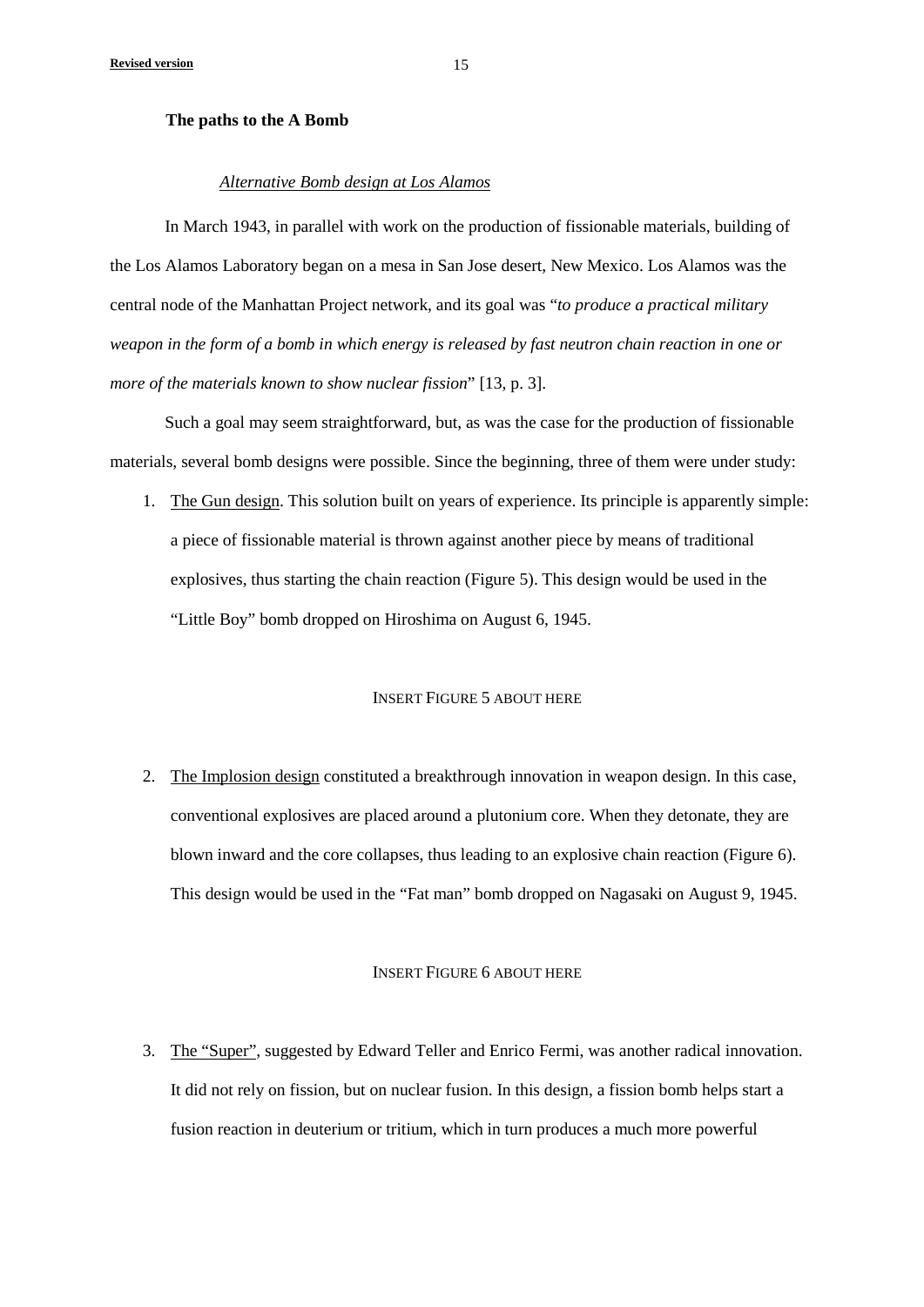**The paths to the A Bomb**

*Alternative Bomb design at Los Alamos*

In March 1943, in parallel with work on the production of fissionable materials, building of the Los Alamos Laboratory began on a mesa in San Jose desert, New Mexico. Los Alamos was the central node of the Manhattan Project network, and its goal was "*to produce a practical military weapon in the form of a bomb in which energy is released by fast neutron chain reaction in one or more of the materials known to show nuclear fission*" [13, p. 3].

Such a goal may seem straightforward, but, as was the case for the production of fissionable materials, several bomb designs were possible. Since the beginning, three of them were under study:

1. The Gun design. This solution built on years of experience. Its principle is apparently simple: a piece of fissionable material is thrown against another piece by means of traditional explosives, thus starting the chain reaction (Figure 5). This design would be used in the "Little Boy" bomb dropped on Hiroshima on August 6, 1945.

INSERT FIGURE 5 ABOUT HERE

2. The Implosion design constituted a breakthrough innovation in weapon design. In this case, conventional explosives are placed around a plutonium core. When they detonate, they are blown inward and the core collapses, thus leading to an explosive chain reaction (Figure 6). This design would be used in the "Fat man" bomb dropped on Nagasaki on August 9, 1945.

INSERT FIGURE 6 ABOUT HERE

3. The "Super", suggested by Edward Teller and Enrico Fermi, was another radical innovation. It did not rely on fission, but on nuclear fusion. In this design, a fission bomb helps start a fusion reaction in deuterium or tritium, which in turn produces a much more powerful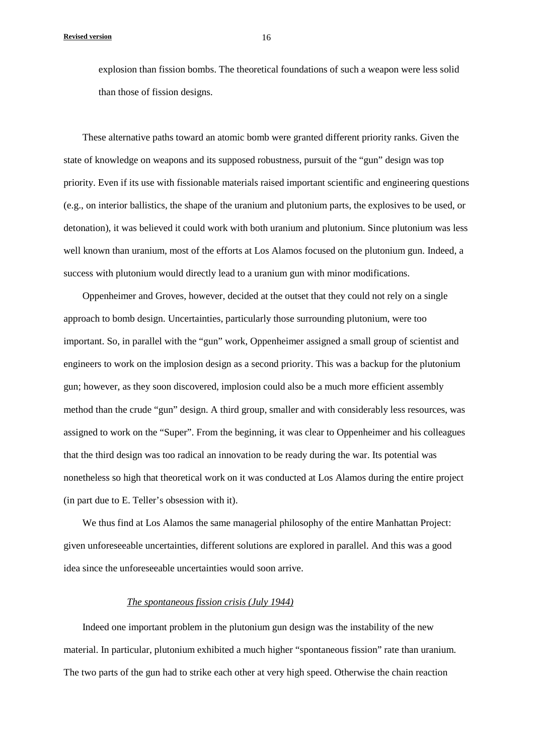explosion than fission bombs. The theoretical foundations of such a weapon were less solid than those of fission designs.

These alternative paths toward an atomic bomb were granted different priority ranks. Given the state of knowledge on weapons and its supposed robustness, pursuit of the "gun" design was top priority. Even if its use with fissionable materials raised important scientific and engineering questions (e.g., on interior ballistics, the shape of the uranium and plutonium parts, the explosives to be used, or detonation), it was believed it could work with both uranium and plutonium. Since plutonium was less well known than uranium, most of the efforts at Los Alamos focused on the plutonium gun. Indeed, a success with plutonium would directly lead to a uranium gun with minor modifications.

Oppenheimer and Groves, however, decided at the outset that they could not rely on a single approach to bomb design. Uncertainties, particularly those surrounding plutonium, were too important. So, in parallel with the "gun" work, Oppenheimer assigned a small group of scientist and engineers to work on the implosion design as a second priority. This was a backup for the plutonium gun; however, as they soon discovered, implosion could also be a much more efficient assembly method than the crude "gun" design. A third group, smaller and with considerably less resources, was assigned to work on the "Super". From the beginning, it was clear to Oppenheimer and his colleagues that the third design was too radical an innovation to be ready during the war. Its potential was nonetheless so high that theoretical work on it was conducted at Los Alamos during the entire project (in part due to E. Teller's obsession with it).

We thus find at Los Alamos the same managerial philosophy of the entire Manhattan Project: given unforeseeable uncertainties, different solutions are explored in parallel. And this was a good idea since the unforeseeable uncertainties would soon arrive.

### *The spontaneous fission crisis (July 1944)*

Indeed one important problem in the plutonium gun design was the instability of the new material. In particular, plutonium exhibited a much higher "spontaneous fission" rate than uranium. The two parts of the gun had to strike each other at very high speed. Otherwise the chain reaction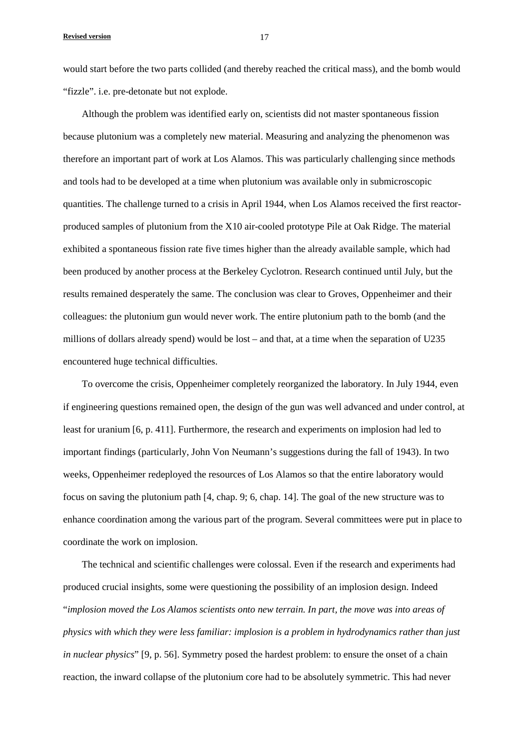would start before the two parts collided (and thereby reached the critical mass), and the bomb would "fizzle". i.e. pre-detonate but not explode.

Although the problem was identified early on, scientists did not master spontaneous fission because plutonium was a completely new material. Measuring and analyzing the phenomenon was therefore an important part of work at Los Alamos. This was particularly challenging since methods and tools had to be developed at a time when plutonium was available only in submicroscopic quantities. The challenge turned to a crisis in April 1944, when Los Alamos received the first reactor-produced samples of plutonium from the X10 air-cooled prototype Pile at Oak Ridge. The material exhibited a spontaneous fission rate five times higher than the already available sample, which had been produced by another process at the Berkeley Cyclotron. Research continued until July, but the results remained desperately the same. The conclusion was clear to Groves, Oppenheimer and their colleagues: the plutonium gun would never work. The entire plutonium path to the bomb (and the millions of dollars already spend) would be lost – and that, at a time when the separation of U235 encountered huge technical difficulties.

To overcome the crisis, Oppenheimer completely reorganized the laboratory. In July 1944, even if engineering questions remained open, the design of the gun was well advanced and under control, at least for uranium [6, p. 411]. Furthermore, the research and experiments on implosion had led to important findings (particularly, John Von Neumann's suggestions during the fall of 1943). In two weeks, Oppenheimer redeployed the resources of Los Alamos so that the entire laboratory would focus on saving the plutonium path [4, chap. 9; 6, chap. 14]. The goal of the new structure was to enhance coordination among the various part of the program. Several committees were put in place to coordinate the work on implosion.

The technical and scientific challenges were colossal. Even if the research and experiments had produced crucial insights, some were questioning the possibility of an implosion design. Indeed "*implosion moved the Los Alamos scientists onto new terrain. In part, the move was into areas of physics with which they were less familiar: implosion is a problem in hydrodynamics rather than just in nuclear physics*" [9, p. 56]. Symmetry posed the hardest problem: to ensure the onset of a chain reaction, the inward collapse of the plutonium core had to be absolutely symmetric. This had never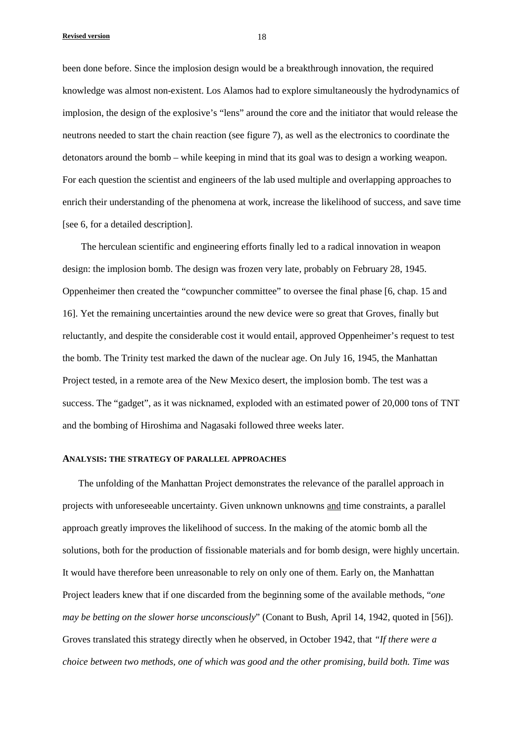been done before. Since the implosion design would be a breakthrough innovation, the required knowledge was almost non-existent. Los Alamos had to explore simultaneously the hydrodynamics of implosion, the design of the explosive's "lens" around the core and the initiator that would release the neutrons needed to start the chain reaction (see figure 7), as well as the electronics to coordinate the detonators around the bomb – while keeping in mind that its goal was to design a working weapon. For each question the scientist and engineers of the lab used multiple and overlapping approaches to enrich their understanding of the phenomena at work, increase the likelihood of success, and save time [see 6, for a detailed description].

The herculean scientific and engineering efforts finally led to a radical innovation in weapon design: the implosion bomb. The design was frozen very late, probably on February 28, 1945. Oppenheimer then created the "cowpuncher committee" to oversee the final phase [6, chap. 15 and 16]. Yet the remaining uncertainties around the new device were so great that Groves, finally but reluctantly, and despite the considerable cost it would entail, approved Oppenheimer's request to test the bomb. The Trinity test marked the dawn of the nuclear age. On July 16, 1945, the Manhattan Project tested, in a remote area of the New Mexico desert, the implosion bomb. The test was a success. The "gadget", as it was nicknamed, exploded with an estimated power of 20,000 tons of TNT and the bombing of Hiroshima and Nagasaki followed three weeks later.

## ANALYSIS: THE STRATEGY OF PARALLEL APPROACHES

The unfolding of the Manhattan Project demonstrates the relevance of the parallel approach in projects with unforeseeable uncertainty. Given unknown unknowns <u>and</u> time constraints, a parallel approach greatly improves the likelihood of success. In the making of the atomic bomb all the solutions, both for the production of fissionable materials and for bomb design, were highly uncertain. It would have therefore been unreasonable to rely on only one of them. Early on, the Manhattan Project leaders knew that if one discarded from the beginning some of the available methods, "*one may be betting on the slower horse unconsciously*" (Conant to Bush, April 14, 1942, quoted in [56]). Groves translated this strategy directly when he observed, in October 1942, that *"If there were a choice between two methods, one of which was good and the other promising, build both. Time was*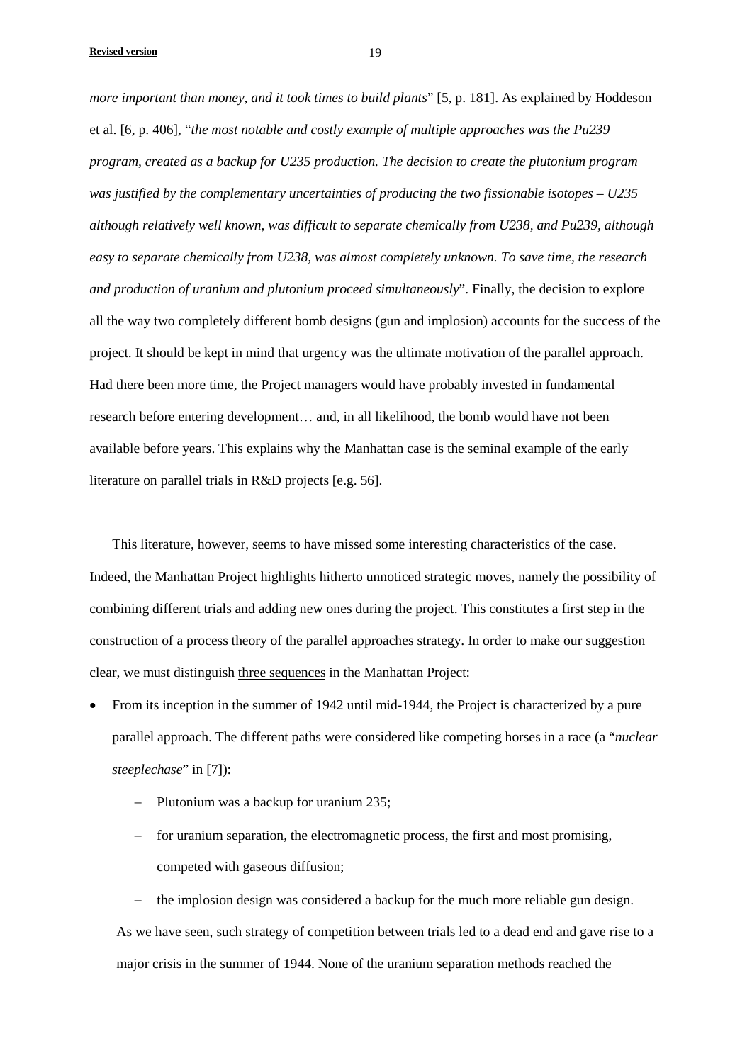*more important than money, and it took times to build plants*" [5, p. 181]. As explained by Hoddeson et al. [6, p. 406], "*the most notable and costly example of multiple approaches was the Pu239 program, created as a backup for U235 production. The decision to create the plutonium program was justified by the complementary uncertainties of producing the two fissionable isotopes – U235 although relatively well known, was difficult to separate chemically from U238, and Pu239, although easy to separate chemically from U238, was almost completely unknown. To save time, the research and production of uranium and plutonium proceed simultaneously*". Finally, the decision to explore all the way two completely different bomb designs (gun and implosion) accounts for the success of the project. It should be kept in mind that urgency was the ultimate motivation of the parallel approach. Had there been more time, the Project managers would have probably invested in fundamental research before entering development… and, in all likelihood, the bomb would have not been available before years. This explains why the Manhattan case is the seminal example of the early literature on parallel trials in R&D projects [e.g. 56].

This literature, however, seems to have missed some interesting characteristics of the case. Indeed, the Manhattan Project highlights hitherto unnoticed strategic moves, namely the possibility of combining different trials and adding new ones during the project. This constitutes a first step in the construction of a process theory of the parallel approaches strategy. In order to make our suggestion clear, we must distinguish <u>three sequences</u> in the Manhattan Project:

- From its inception in the summer of 1942 until mid-1944, the Project is characterized by a pure parallel approach. The different paths were considered like competing horses in a race (a "*nuclear steeplechase*" in [7]):
  - Plutonium was a backup for uranium 235;
  - for uranium separation, the electromagnetic process, the first and most promising, competed with gaseous diffusion;
  - the implosion design was considered a backup for the much more reliable gun design.

  As we have seen, such strategy of competition between trials led to a dead end and gave rise to a major crisis in the summer of 1944. None of the uranium separation methods reached the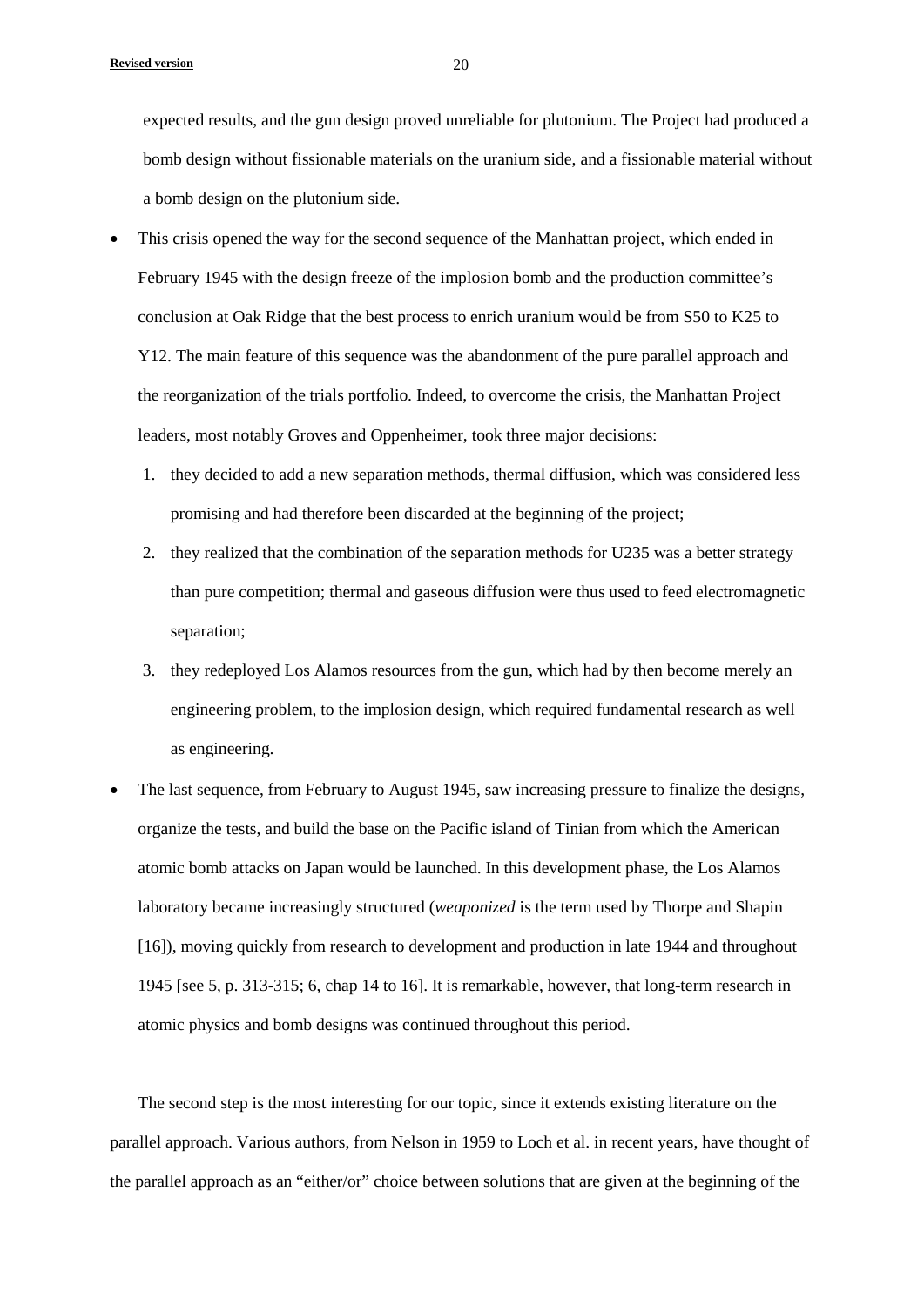expected results, and the gun design proved unreliable for plutonium. The Project had produced a bomb design without fissionable materials on the uranium side, and a fissionable material without a bomb design on the plutonium side.

- This crisis opened the way for the second sequence of the Manhattan project, which ended in February 1945 with the design freeze of the implosion bomb and the production committee's conclusion at Oak Ridge that the best process to enrich uranium would be from S50 to K25 to Y12. The main feature of this sequence was the abandonment of the pure parallel approach and the reorganization of the trials portfolio. Indeed, to overcome the crisis, the Manhattan Project leaders, most notably Groves and Oppenheimer, took three major decisions:
  1. they decided to add a new separation methods, thermal diffusion, which was considered less promising and had therefore been discarded at the beginning of the project;
  2. they realized that the combination of the separation methods for U235 was a better strategy than pure competition; thermal and gaseous diffusion were thus used to feed electromagnetic separation;
  3. they redeployed Los Alamos resources from the gun, which had by then become merely an engineering problem, to the implosion design, which required fundamental research as well as engineering.
- The last sequence, from February to August 1945, saw increasing pressure to finalize the designs, organize the tests, and build the base on the Pacific island of Tinian from which the American atomic bomb attacks on Japan would be launched. In this development phase, the Los Alamos laboratory became increasingly structured (*weaponized* is the term used by Thorpe and Shapin [16]), moving quickly from research to development and production in late 1944 and throughout 1945 [see 5, p. 313-315; 6, chap 14 to 16]. It is remarkable, however, that long-term research in atomic physics and bomb designs was continued throughout this period.

The second step is the most interesting for our topic, since it extends existing literature on the parallel approach. Various authors, from Nelson in 1959 to Loch et al. in recent years, have thought of the parallel approach as an "either/or" choice between solutions that are given at the beginning of the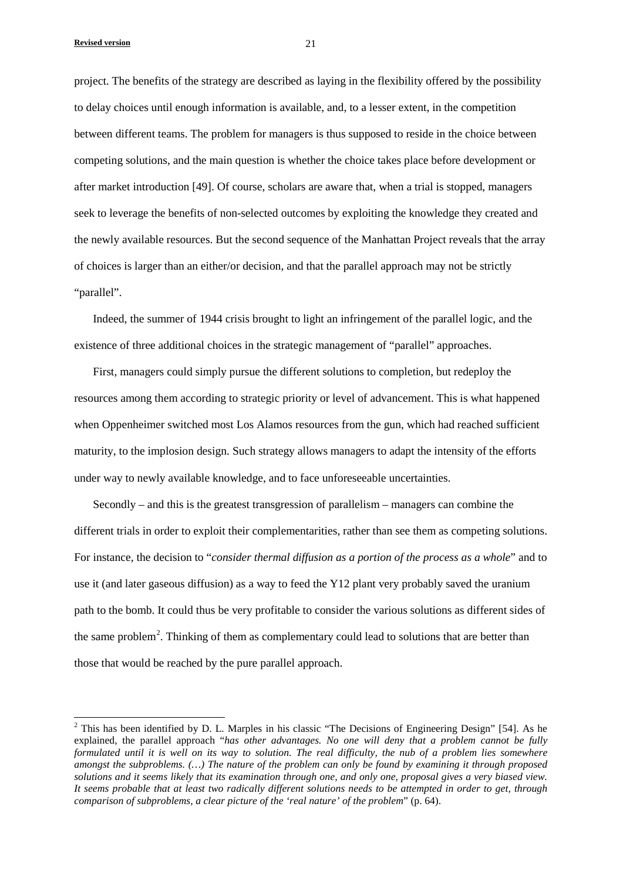project. The benefits of the strategy are described as laying in the flexibility offered by the possibility to delay choices until enough information is available, and, to a lesser extent, in the competition between different teams. The problem for managers is thus supposed to reside in the choice between competing solutions, and the main question is whether the choice takes place before development or after market introduction [49]. Of course, scholars are aware that, when a trial is stopped, managers seek to leverage the benefits of non-selected outcomes by exploiting the knowledge they created and the newly available resources. But the second sequence of the Manhattan Project reveals that the array of choices is larger than an either/or decision, and that the parallel approach may not be strictly "parallel".

Indeed, the summer of 1944 crisis brought to light an infringement of the parallel logic, and the existence of three additional choices in the strategic management of "parallel" approaches.

First, managers could simply pursue the different solutions to completion, but redeploy the resources among them according to strategic priority or level of advancement. This is what happened when Oppenheimer switched most Los Alamos resources from the gun, which had reached sufficient maturity, to the implosion design. Such strategy allows managers to adapt the intensity of the efforts under way to newly available knowledge, and to face unforeseeable uncertainties.

Secondly – and this is the greatest transgression of parallelism – managers can combine the different trials in order to exploit their complementarities, rather than see them as competing solutions. For instance, the decision to "*consider thermal diffusion as a portion of the process as a whole*" and to use it (and later gaseous diffusion) as a way to feed the Y12 plant very probably saved the uranium path to the bomb. It could thus be very profitable to consider the various solutions as different sides of the same problem[2]. Thinking of them as complementary could lead to solutions that are better than those that would be reached by the pure parallel approach.

---

[2] This has been identified by D. L. Marples in his classic "The Decisions of Engineering Design" [54]. As he explained, the parallel approach "*has other advantages. No one will deny that a problem cannot be fully formulated until it is well on its way to solution. The real difficulty, the nub of a problem lies somewhere amongst the subproblems. (…) The nature of the problem can only be found by examining it through proposed solutions and it seems likely that its examination through one, and only one, proposal gives a very biased view. It seems probable that at least two radically different solutions needs to be attempted in order to get, through comparison of subproblems, a clear picture of the 'real nature' of the problem*" (p. 64).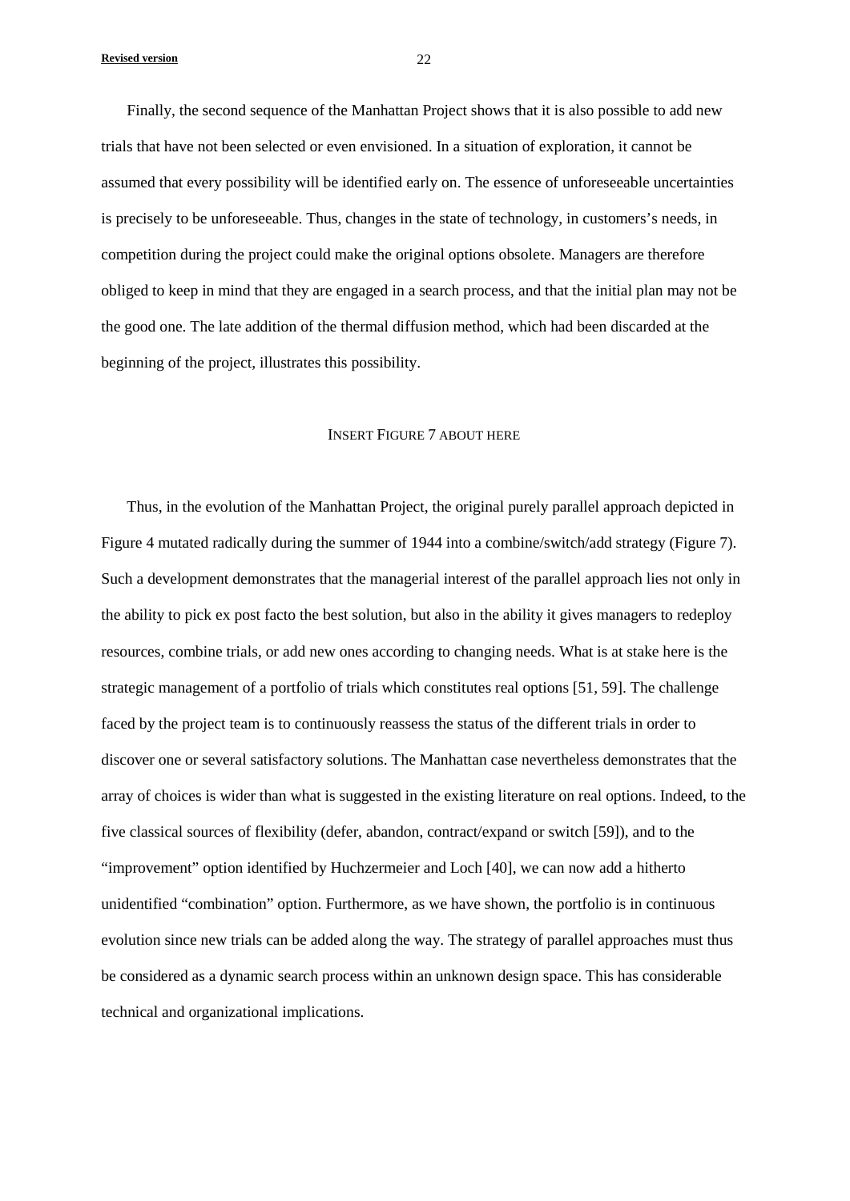Finally, the second sequence of the Manhattan Project shows that it is also possible to add new trials that have not been selected or even envisioned. In a situation of exploration, it cannot be assumed that every possibility will be identified early on. The essence of unforeseeable uncertainties is precisely to be unforeseeable. Thus, changes in the state of technology, in customers's needs, in competition during the project could make the original options obsolete. Managers are therefore obliged to keep in mind that they are engaged in a search process, and that the initial plan may not be the good one. The late addition of the thermal diffusion method, which had been discarded at the beginning of the project, illustrates this possibility.

INSERT FIGURE 7 ABOUT HERE

Thus, in the evolution of the Manhattan Project, the original purely parallel approach depicted in Figure 4 mutated radically during the summer of 1944 into a combine/switch/add strategy (Figure 7). Such a development demonstrates that the managerial interest of the parallel approach lies not only in the ability to pick ex post facto the best solution, but also in the ability it gives managers to redeploy resources, combine trials, or add new ones according to changing needs. What is at stake here is the strategic management of a portfolio of trials which constitutes real options [51, 59]. The challenge faced by the project team is to continuously reassess the status of the different trials in order to discover one or several satisfactory solutions. The Manhattan case nevertheless demonstrates that the array of choices is wider than what is suggested in the existing literature on real options. Indeed, to the five classical sources of flexibility (defer, abandon, contract/expand or switch [59]), and to the "improvement" option identified by Huchzermeier and Loch [40], we can now add a hitherto unidentified "combination" option. Furthermore, as we have shown, the portfolio is in continuous evolution since new trials can be added along the way. The strategy of parallel approaches must thus be considered as a dynamic search process within an unknown design space. This has considerable technical and organizational implications.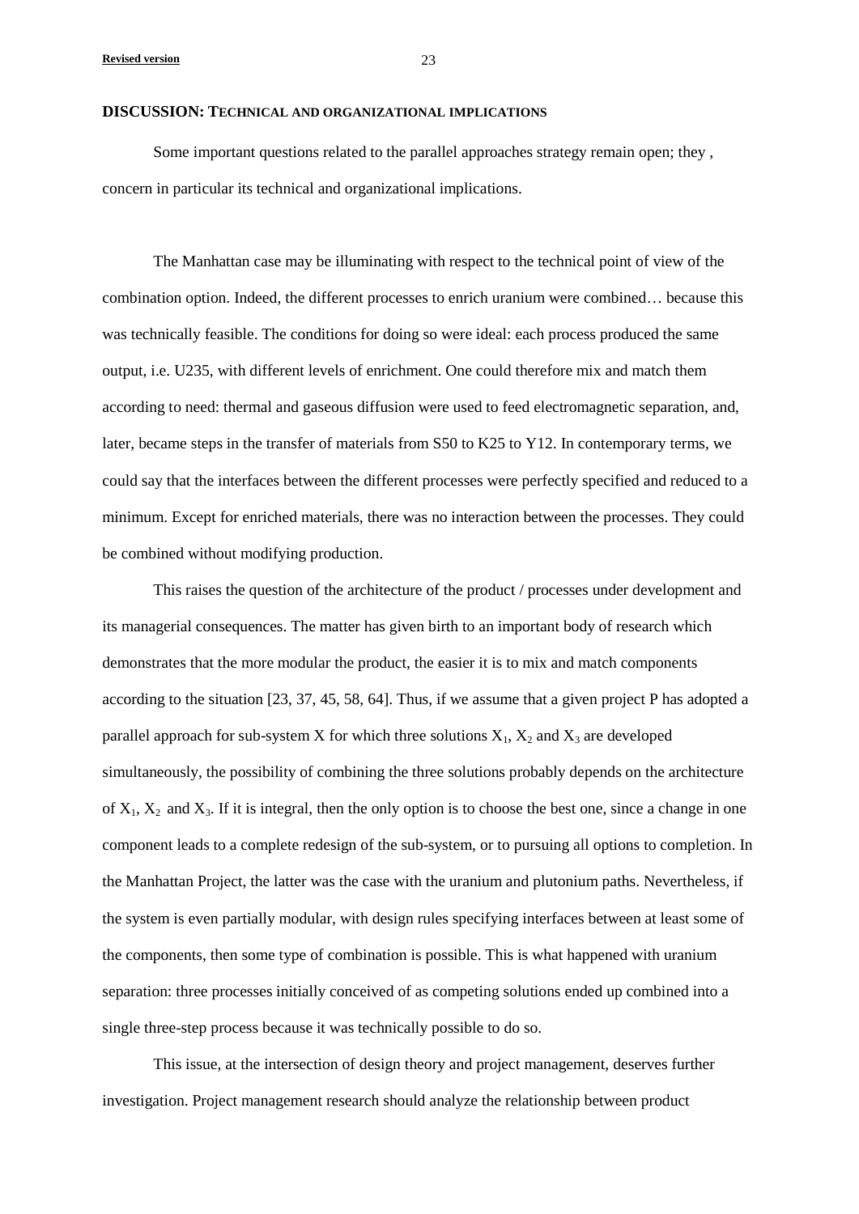## DISCUSSION: TECHNICAL AND ORGANIZATIONAL IMPLICATIONS

Some important questions related to the parallel approaches strategy remain open; they , concern in particular its technical and organizational implications.

The Manhattan case may be illuminating with respect to the technical point of view of the combination option. Indeed, the different processes to enrich uranium were combined… because this was technically feasible. The conditions for doing so were ideal: each process produced the same output, i.e. U235, with different levels of enrichment. One could therefore mix and match them according to need: thermal and gaseous diffusion were used to feed electromagnetic separation, and, later, became steps in the transfer of materials from S50 to K25 to Y12. In contemporary terms, we could say that the interfaces between the different processes were perfectly specified and reduced to a minimum. Except for enriched materials, there was no interaction between the processes. They could be combined without modifying production.

This raises the question of the architecture of the product / processes under development and its managerial consequences. The matter has given birth to an important body of research which demonstrates that the more modular the product, the easier it is to mix and match components according to the situation [23, 37, 45, 58, 64]. Thus, if we assume that a given project P has adopted a parallel approach for sub-system X for which three solutions $X_1$, $X_2$ and $X_3$ are developed simultaneously, the possibility of combining the three solutions probably depends on the architecture of $X_1$, $X_2$ and $X_3$. If it is integral, then the only option is to choose the best one, since a change in one component leads to a complete redesign of the sub-system, or to pursuing all options to completion. In the Manhattan Project, the latter was the case with the uranium and plutonium paths. Nevertheless, if the system is even partially modular, with design rules specifying interfaces between at least some of the components, then some type of combination is possible. This is what happened with uranium separation: three processes initially conceived of as competing solutions ended up combined into a single three-step process because it was technically possible to do so.

This issue, at the intersection of design theory and project management, deserves further investigation. Project management research should analyze the relationship between product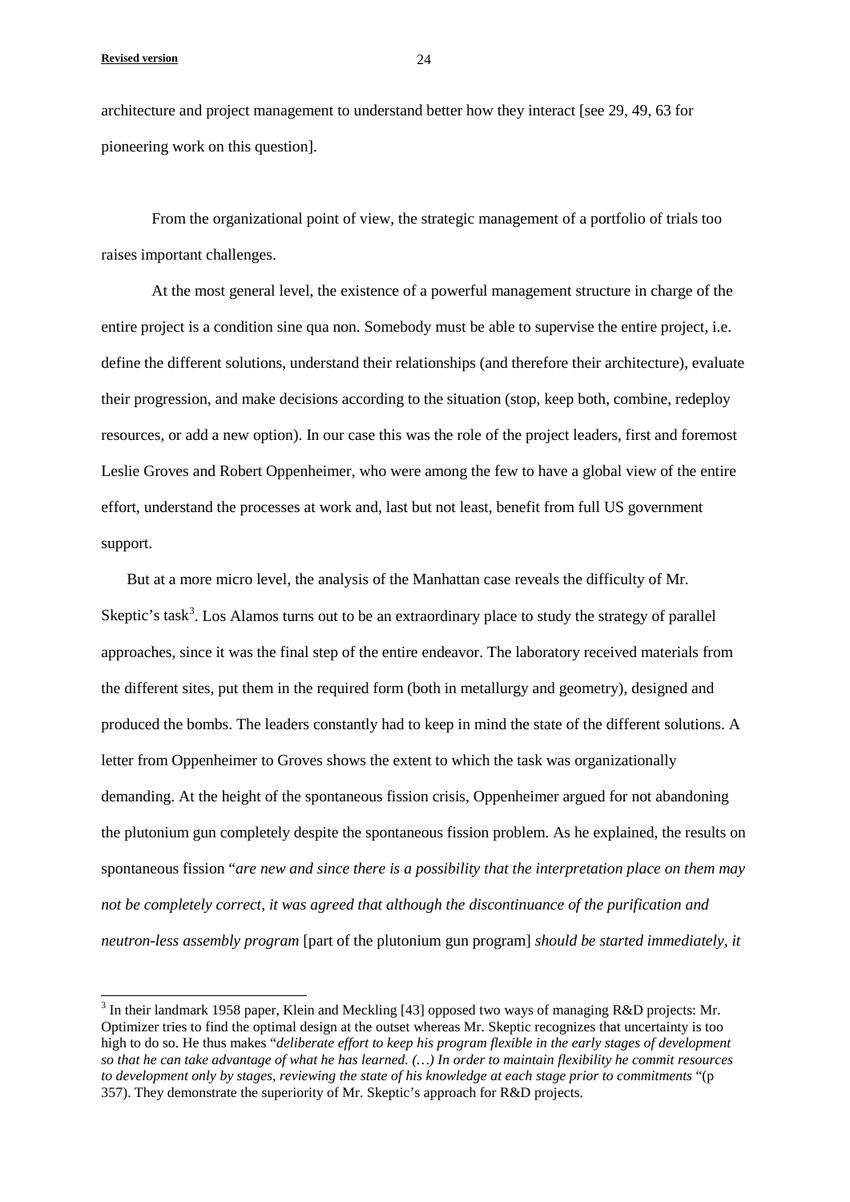architecture and project management to understand better how they interact [see 29, 49, 63 for pioneering work on this question].

From the organizational point of view, the strategic management of a portfolio of trials too raises important challenges.

At the most general level, the existence of a powerful management structure in charge of the entire project is a condition sine qua non. Somebody must be able to supervise the entire project, i.e. define the different solutions, understand their relationships (and therefore their architecture), evaluate their progression, and make decisions according to the situation (stop, keep both, combine, redeploy resources, or add a new option). In our case this was the role of the project leaders, first and foremost Leslie Groves and Robert Oppenheimer, who were among the few to have a global view of the entire effort, understand the processes at work and, last but not least, benefit from full US government support.

But at a more micro level, the analysis of the Manhattan case reveals the difficulty of Mr. Skeptic's task[3]. Los Alamos turns out to be an extraordinary place to study the strategy of parallel approaches, since it was the final step of the entire endeavor. The laboratory received materials from the different sites, put them in the required form (both in metallurgy and geometry), designed and produced the bombs. The leaders constantly had to keep in mind the state of the different solutions. A letter from Oppenheimer to Groves shows the extent to which the task was organizationally demanding. At the height of the spontaneous fission crisis, Oppenheimer argued for not abandoning the plutonium gun completely despite the spontaneous fission problem. As he explained, the results on spontaneous fission "*are new and since there is a possibility that the interpretation place on them may not be completely correct, it was agreed that although the discontinuance of the purification and neutron-less assembly program* [part of the plutonium gun program] *should be started immediately, it*

[3] In their landmark 1958 paper, Klein and Meckling [43] opposed two ways of managing R&D projects: Mr. Optimizer tries to find the optimal design at the outset whereas Mr. Skeptic recognizes that uncertainty is too high to do so. He thus makes "*deliberate effort to keep his program flexible in the early stages of development so that he can take advantage of what he has learned. (…) In order to maintain flexibility he commit resources to development only by stages, reviewing the state of his knowledge at each stage prior to commitments* "(p 357). They demonstrate the superiority of Mr. Skeptic's approach for R&D projects.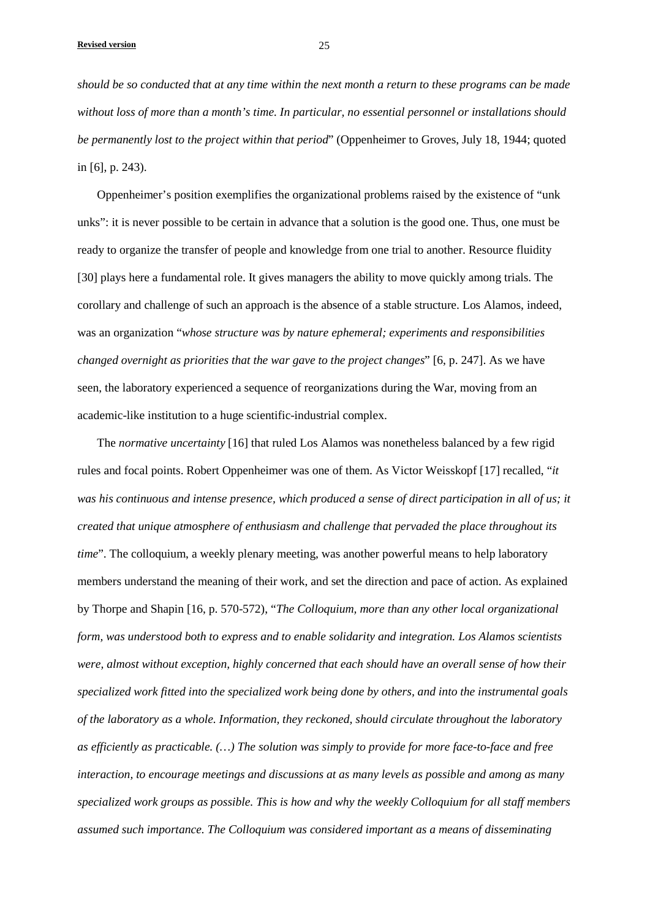*should be so conducted that at any time within the next month a return to these programs can be made without loss of more than a month's time. In particular, no essential personnel or installations should be permanently lost to the project within that period*" (Oppenheimer to Groves, July 18, 1944; quoted in [6], p. 243).

Oppenheimer's position exemplifies the organizational problems raised by the existence of "unk unks": it is never possible to be certain in advance that a solution is the good one. Thus, one must be ready to organize the transfer of people and knowledge from one trial to another. Resource fluidity [30] plays here a fundamental role. It gives managers the ability to move quickly among trials. The corollary and challenge of such an approach is the absence of a stable structure. Los Alamos, indeed, was an organization "*whose structure was by nature ephemeral; experiments and responsibilities changed overnight as priorities that the war gave to the project changes*" [6, p. 247]. As we have seen, the laboratory experienced a sequence of reorganizations during the War, moving from an academic-like institution to a huge scientific-industrial complex.

The *normative uncertainty* [16] that ruled Los Alamos was nonetheless balanced by a few rigid rules and focal points. Robert Oppenheimer was one of them. As Victor Weisskopf [17] recalled, "*it was his continuous and intense presence, which produced a sense of direct participation in all of us; it created that unique atmosphere of enthusiasm and challenge that pervaded the place throughout its time*". The colloquium, a weekly plenary meeting, was another powerful means to help laboratory members understand the meaning of their work, and set the direction and pace of action. As explained by Thorpe and Shapin [16, p. 570-572], "*The Colloquium, more than any other local organizational form, was understood both to express and to enable solidarity and integration. Los Alamos scientists were, almost without exception, highly concerned that each should have an overall sense of how their specialized work fitted into the specialized work being done by others, and into the instrumental goals of the laboratory as a whole. Information, they reckoned, should circulate throughout the laboratory as efficiently as practicable. (…) The solution was simply to provide for more face-to-face and free interaction, to encourage meetings and discussions at as many levels as possible and among as many specialized work groups as possible. This is how and why the weekly Colloquium for all staff members assumed such importance. The Colloquium was considered important as a means of disseminating*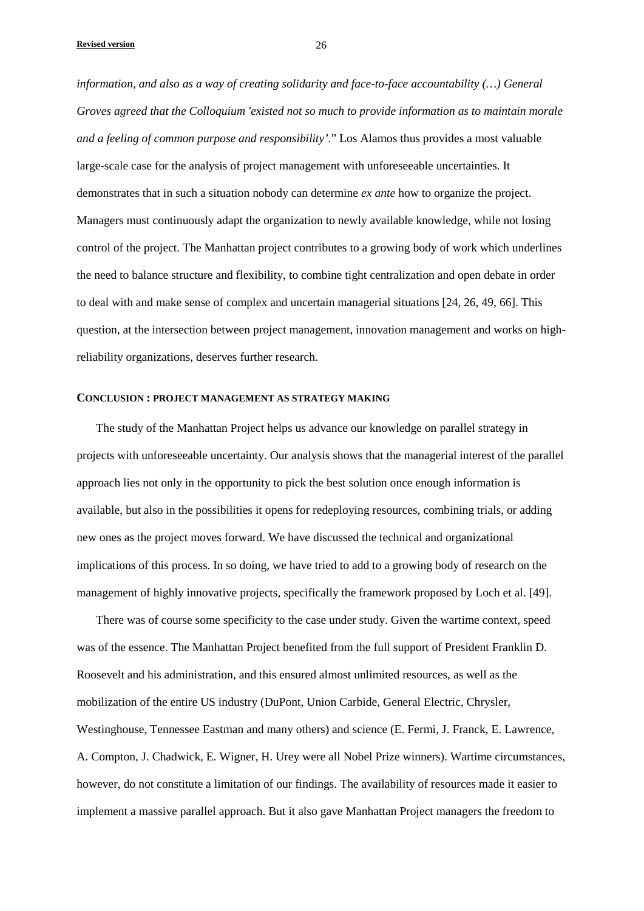*information, and also as a way of creating solidarity and face-to-face accountability (…) General Groves agreed that the Colloquium 'existed not so much to provide information as to maintain morale and a feeling of common purpose and responsibility'*." Los Alamos thus provides a most valuable large-scale case for the analysis of project management with unforeseeable uncertainties. It demonstrates that in such a situation nobody can determine *ex ante* how to organize the project. Managers must continuously adapt the organization to newly available knowledge, while not losing control of the project. The Manhattan project contributes to a growing body of work which underlines the need to balance structure and flexibility, to combine tight centralization and open debate in order to deal with and make sense of complex and uncertain managerial situations [24, 26, 49, 66]. This question, at the intersection between project management, innovation management and works on high-reliability organizations, deserves further research.

## CONCLUSION : PROJECT MANAGEMENT AS STRATEGY MAKING

The study of the Manhattan Project helps us advance our knowledge on parallel strategy in projects with unforeseeable uncertainty. Our analysis shows that the managerial interest of the parallel approach lies not only in the opportunity to pick the best solution once enough information is available, but also in the possibilities it opens for redeploying resources, combining trials, or adding new ones as the project moves forward. We have discussed the technical and organizational implications of this process. In so doing, we have tried to add to a growing body of research on the management of highly innovative projects, specifically the framework proposed by Loch et al. [49].

There was of course some specificity to the case under study. Given the wartime context, speed was of the essence. The Manhattan Project benefited from the full support of President Franklin D. Roosevelt and his administration, and this ensured almost unlimited resources, as well as the mobilization of the entire US industry (DuPont, Union Carbide, General Electric, Chrysler, Westinghouse, Tennessee Eastman and many others) and science (E. Fermi, J. Franck, E. Lawrence, A. Compton, J. Chadwick, E. Wigner, H. Urey were all Nobel Prize winners). Wartime circumstances, however, do not constitute a limitation of our findings. The availability of resources made it easier to implement a massive parallel approach. But it also gave Manhattan Project managers the freedom to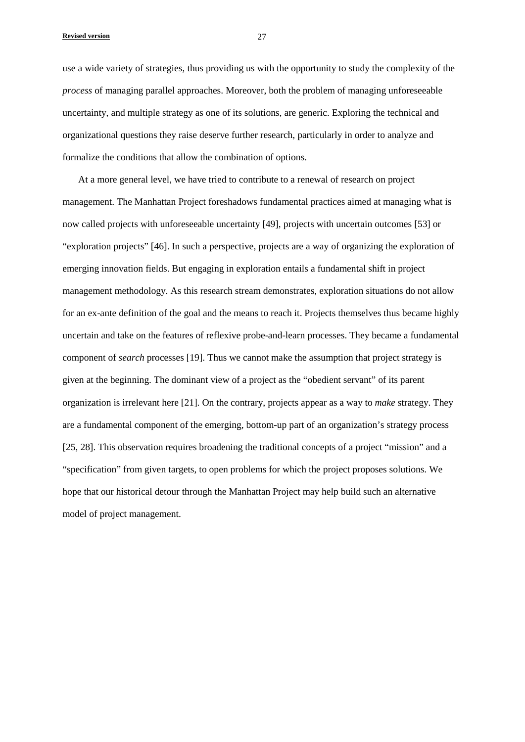use a wide variety of strategies, thus providing us with the opportunity to study the complexity of the *process* of managing parallel approaches. Moreover, both the problem of managing unforeseeable uncertainty, and multiple strategy as one of its solutions, are generic. Exploring the technical and organizational questions they raise deserve further research, particularly in order to analyze and formalize the conditions that allow the combination of options.

At a more general level, we have tried to contribute to a renewal of research on project management. The Manhattan Project foreshadows fundamental practices aimed at managing what is now called projects with unforeseeable uncertainty [49], projects with uncertain outcomes [53] or "exploration projects" [46]. In such a perspective, projects are a way of organizing the exploration of emerging innovation fields. But engaging in exploration entails a fundamental shift in project management methodology. As this research stream demonstrates, exploration situations do not allow for an ex-ante definition of the goal and the means to reach it. Projects themselves thus became highly uncertain and take on the features of reflexive probe-and-learn processes. They became a fundamental component of *search* processes [19]. Thus we cannot make the assumption that project strategy is given at the beginning. The dominant view of a project as the "obedient servant" of its parent organization is irrelevant here [21]. On the contrary, projects appear as a way to *make* strategy. They are a fundamental component of the emerging, bottom-up part of an organization's strategy process [25, 28]. This observation requires broadening the traditional concepts of a project "mission" and a "specification" from given targets, to open problems for which the project proposes solutions. We hope that our historical detour through the Manhattan Project may help build such an alternative model of project management.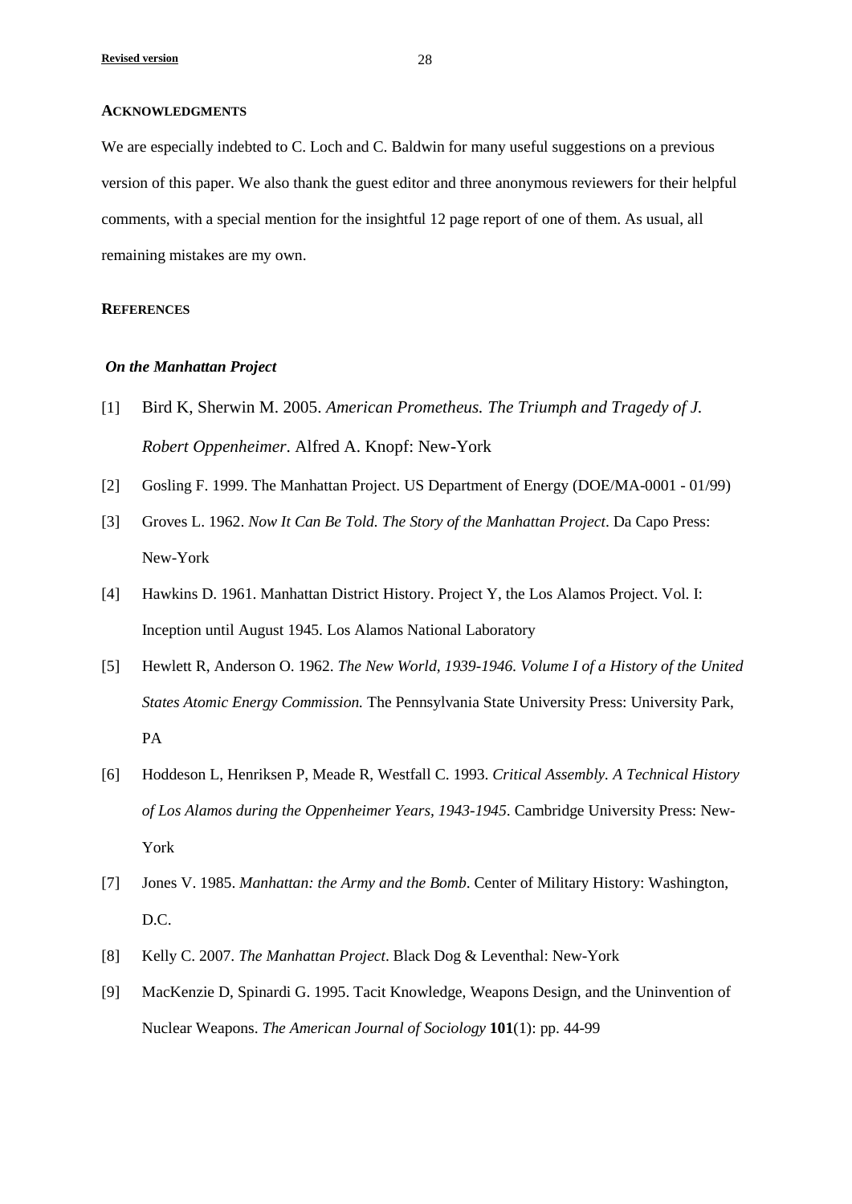## ACKNOWLEDGMENTS

We are especially indebted to C. Loch and C. Baldwin for many useful suggestions on a previous version of this paper. We also thank the guest editor and three anonymous reviewers for their helpful comments, with a special mention for the insightful 12 page report of one of them. As usual, all remaining mistakes are my own.

## REFERENCES

### *On the Manhattan Project*

[1] Bird K, Sherwin M. 2005. *American Prometheus. The Triumph and Tragedy of J. Robert Oppenheimer*. Alfred A. Knopf: New-York

[2] Gosling F. 1999. The Manhattan Project. US Department of Energy (DOE/MA-0001 - 01/99)

[3] Groves L. 1962. *Now It Can Be Told. The Story of the Manhattan Project*. Da Capo Press: New-York

[4] Hawkins D. 1961. Manhattan District History. Project Y, the Los Alamos Project. Vol. I: Inception until August 1945. Los Alamos National Laboratory

[5] Hewlett R, Anderson O. 1962. *The New World, 1939-1946. Volume I of a History of the United States Atomic Energy Commission.* The Pennsylvania State University Press: University Park, PA

[6] Hoddeson L, Henriksen P, Meade R, Westfall C. 1993. *Critical Assembly. A Technical History of Los Alamos during the Oppenheimer Years, 1943-1945*. Cambridge University Press: New-York

[7] Jones V. 1985. *Manhattan: the Army and the Bomb*. Center of Military History: Washington, D.C.

[8] Kelly C. 2007. *The Manhattan Project*. Black Dog & Leventhal: New-York

[9] MacKenzie D, Spinardi G. 1995. Tacit Knowledge, Weapons Design, and the Uninvention of Nuclear Weapons. *The American Journal of Sociology* **101**(1): pp. 44-99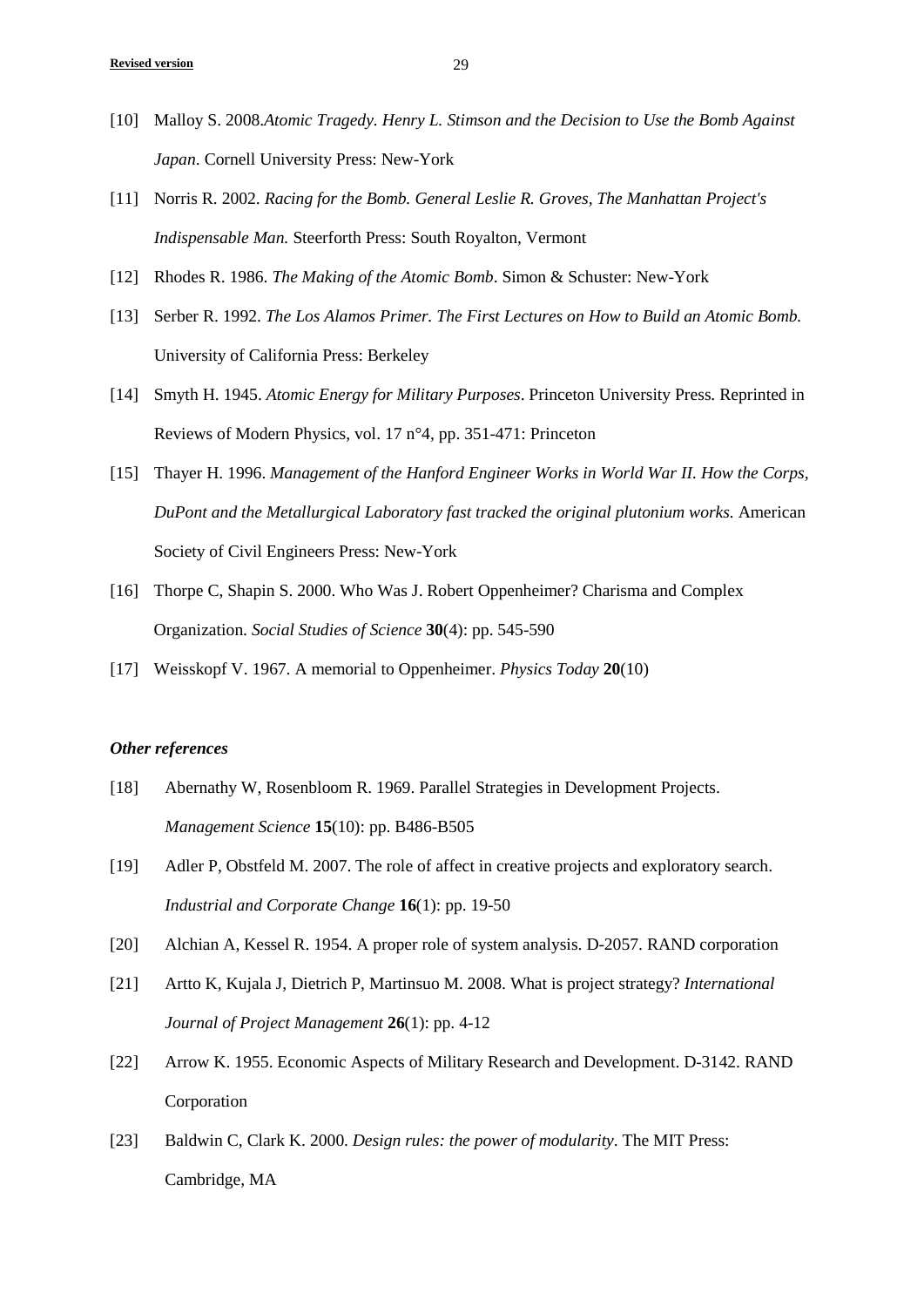[10] Malloy S. 2008.*Atomic Tragedy. Henry L. Stimson and the Decision to Use the Bomb Against Japan*. Cornell University Press: New-York

[11] Norris R. 2002. *Racing for the Bomb. General Leslie R. Groves, The Manhattan Project's Indispensable Man.* Steerforth Press: South Royalton, Vermont

[12] Rhodes R. 1986. *The Making of the Atomic Bomb*. Simon & Schuster: New-York

[13] Serber R. 1992. *The Los Alamos Primer. The First Lectures on How to Build an Atomic Bomb.* University of California Press: Berkeley

[14] Smyth H. 1945. *Atomic Energy for Military Purposes*. Princeton University Press. Reprinted in Reviews of Modern Physics, vol. 17 n°4, pp. 351-471: Princeton

[15] Thayer H. 1996. *Management of the Hanford Engineer Works in World War II. How the Corps, DuPont and the Metallurgical Laboratory fast tracked the original plutonium works.* American Society of Civil Engineers Press: New-York

[16] Thorpe C, Shapin S. 2000. Who Was J. Robert Oppenheimer? Charisma and Complex Organization. *Social Studies of Science* **30**(4): pp. 545-590

[17] Weisskopf V. 1967. A memorial to Oppenheimer. *Physics Today* **20**(10)

### *Other references*

[18] Abernathy W, Rosenbloom R. 1969. Parallel Strategies in Development Projects. *Management Science* **15**(10): pp. B486-B505

[19] Adler P, Obstfeld M. 2007. The role of affect in creative projects and exploratory search. *Industrial and Corporate Change* **16**(1): pp. 19-50

[20] Alchian A, Kessel R. 1954. A proper role of system analysis. D-2057. RAND corporation

[21] Artto K, Kujala J, Dietrich P, Martinsuo M. 2008. What is project strategy? *International Journal of Project Management* **26**(1): pp. 4-12

[22] Arrow K. 1955. Economic Aspects of Military Research and Development. D-3142. RAND Corporation

[23] Baldwin C, Clark K. 2000. *Design rules: the power of modularity*. The MIT Press: Cambridge, MA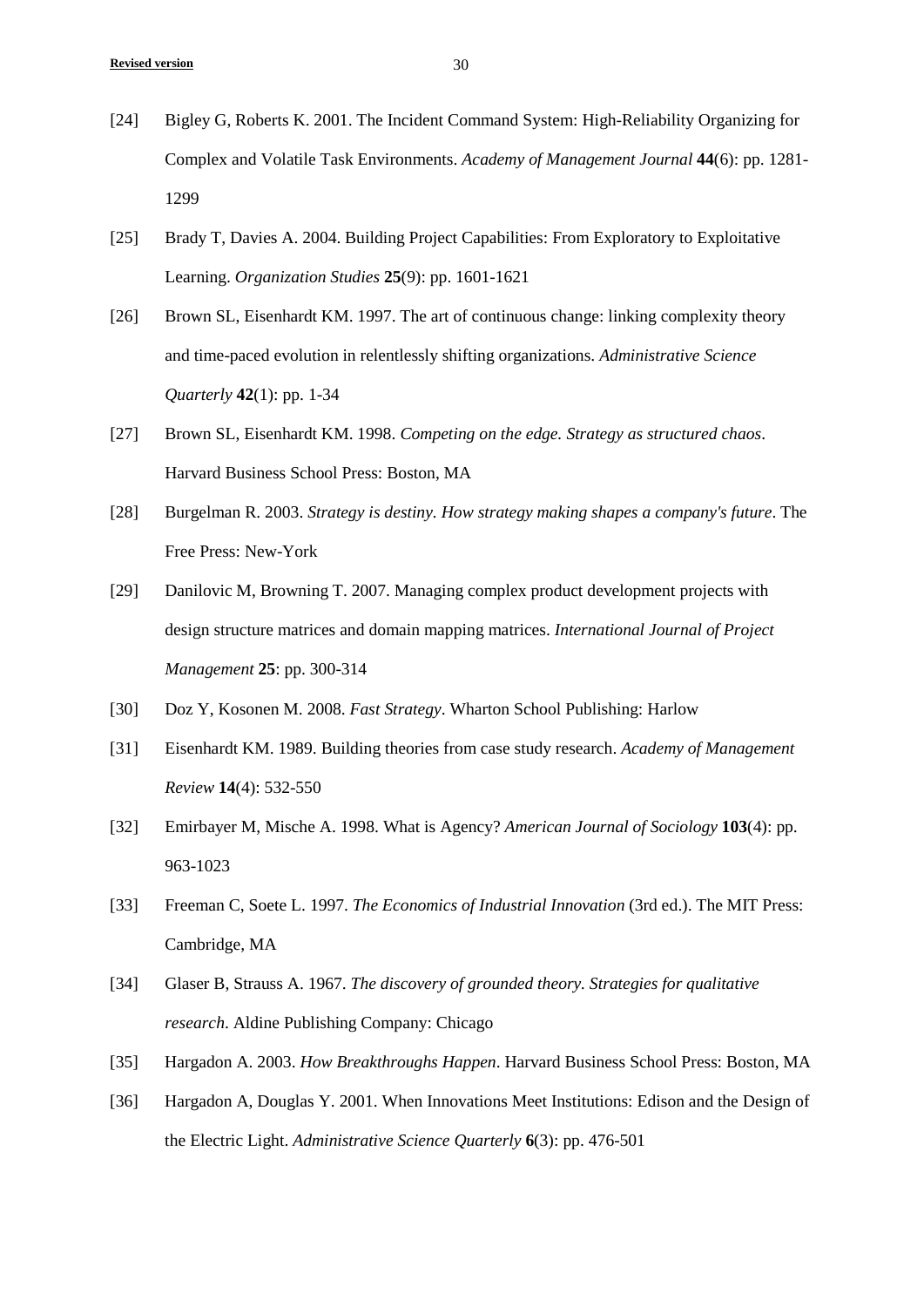[24] Bigley G, Roberts K. 2001. The Incident Command System: High-Reliability Organizing for Complex and Volatile Task Environments. *Academy of Management Journal* **44**(6): pp. 1281-1299

[25] Brady T, Davies A. 2004. Building Project Capabilities: From Exploratory to Exploitative Learning. *Organization Studies* **25**(9): pp. 1601-1621

[26] Brown SL, Eisenhardt KM. 1997. The art of continuous change: linking complexity theory and time-paced evolution in relentlessly shifting organizations. *Administrative Science Quarterly* **42**(1): pp. 1-34

[27] Brown SL, Eisenhardt KM. 1998. *Competing on the edge. Strategy as structured chaos*. Harvard Business School Press: Boston, MA

[28] Burgelman R. 2003. *Strategy is destiny. How strategy making shapes a company's future*. The Free Press: New-York

[29] Danilovic M, Browning T. 2007. Managing complex product development projects with design structure matrices and domain mapping matrices. *International Journal of Project Management* **25**: pp. 300-314

[30] Doz Y, Kosonen M. 2008. *Fast Strategy*. Wharton School Publishing: Harlow

[31] Eisenhardt KM. 1989. Building theories from case study research. *Academy of Management Review* **14**(4): 532-550

[32] Emirbayer M, Mische A. 1998. What is Agency? *American Journal of Sociology* **103**(4): pp. 963-1023

[33] Freeman C, Soete L. 1997. *The Economics of Industrial Innovation* (3rd ed.). The MIT Press: Cambridge, MA

[34] Glaser B, Strauss A. 1967. *The discovery of grounded theory. Strategies for qualitative research*. Aldine Publishing Company: Chicago

[35] Hargadon A. 2003. *How Breakthroughs Happen*. Harvard Business School Press: Boston, MA

[36] Hargadon A, Douglas Y. 2001. When Innovations Meet Institutions: Edison and the Design of the Electric Light. *Administrative Science Quarterly* **6**(3): pp. 476-501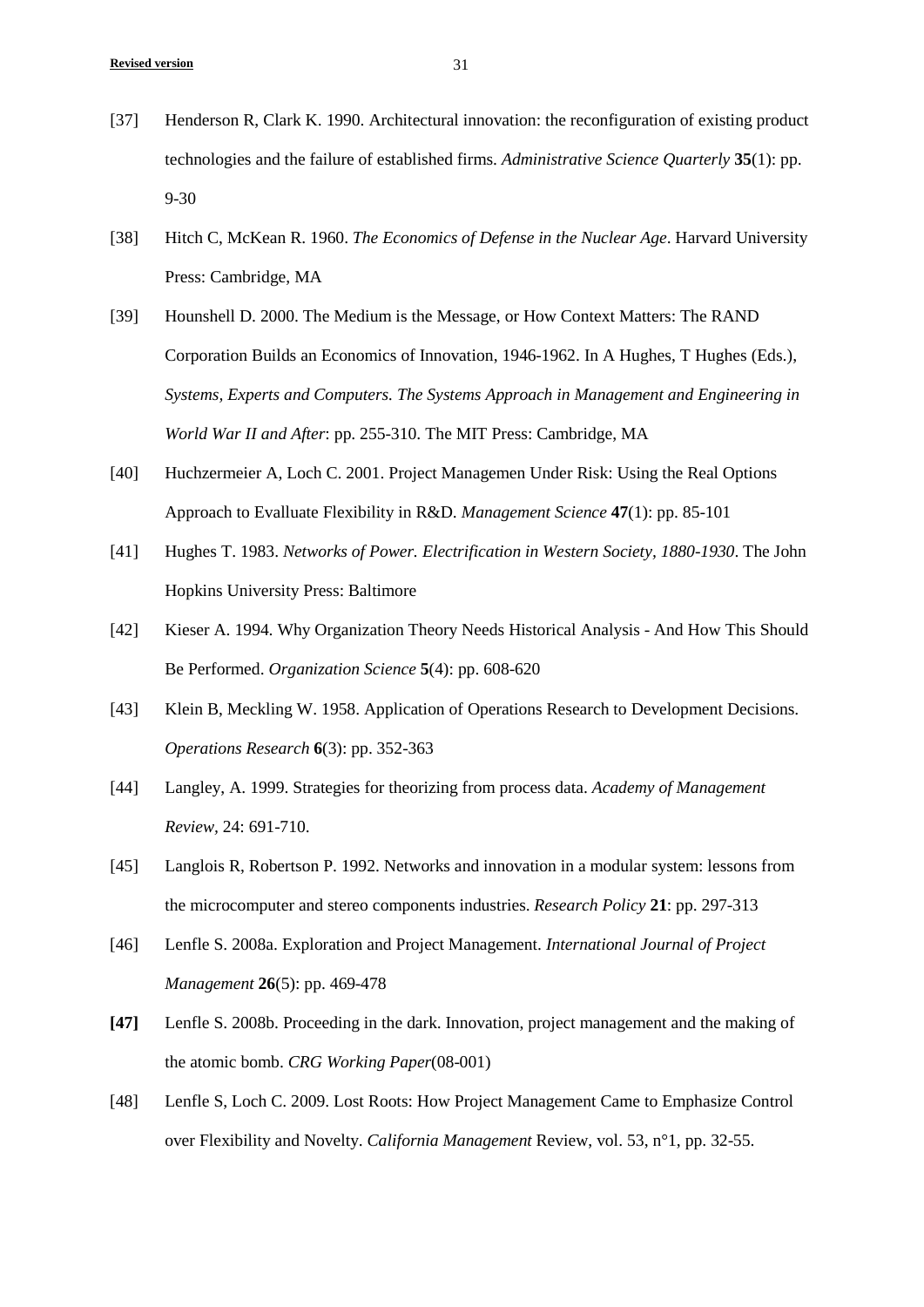[37] Henderson R, Clark K. 1990. Architectural innovation: the reconfiguration of existing product technologies and the failure of established firms. *Administrative Science Quarterly* **35**(1): pp. 9-30

[38] Hitch C, McKean R. 1960. *The Economics of Defense in the Nuclear Age*. Harvard University Press: Cambridge, MA

[39] Hounshell D. 2000. The Medium is the Message, or How Context Matters: The RAND Corporation Builds an Economics of Innovation, 1946-1962. In A Hughes, T Hughes (Eds.), *Systems, Experts and Computers. The Systems Approach in Management and Engineering in World War II and After*: pp. 255-310. The MIT Press: Cambridge, MA

[40] Huchzermeier A, Loch C. 2001. Project Managemen Under Risk: Using the Real Options Approach to Evalluate Flexibility in R&D. *Management Science* **47**(1): pp. 85-101

[41] Hughes T. 1983. *Networks of Power. Electrification in Western Society, 1880-1930*. The John Hopkins University Press: Baltimore

[42] Kieser A. 1994. Why Organization Theory Needs Historical Analysis - And How This Should Be Performed. *Organization Science* **5**(4): pp. 608-620

[43] Klein B, Meckling W. 1958. Application of Operations Research to Development Decisions. *Operations Research* **6**(3): pp. 352-363

[44] Langley, A. 1999. Strategies for theorizing from process data. *Academy of Management Review*, 24: 691-710.

[45] Langlois R, Robertson P. 1992. Networks and innovation in a modular system: lessons from the microcomputer and stereo components industries. *Research Policy* **21**: pp. 297-313

[46] Lenfle S. 2008a. Exploration and Project Management. *International Journal of Project Management* **26**(5): pp. 469-478

**[47]** Lenfle S. 2008b. Proceeding in the dark. Innovation, project management and the making of the atomic bomb. *CRG Working Paper*(08-001)

[48] Lenfle S, Loch C. 2009. Lost Roots: How Project Management Came to Emphasize Control over Flexibility and Novelty. *California Management* Review, vol. 53, n°1, pp. 32-55.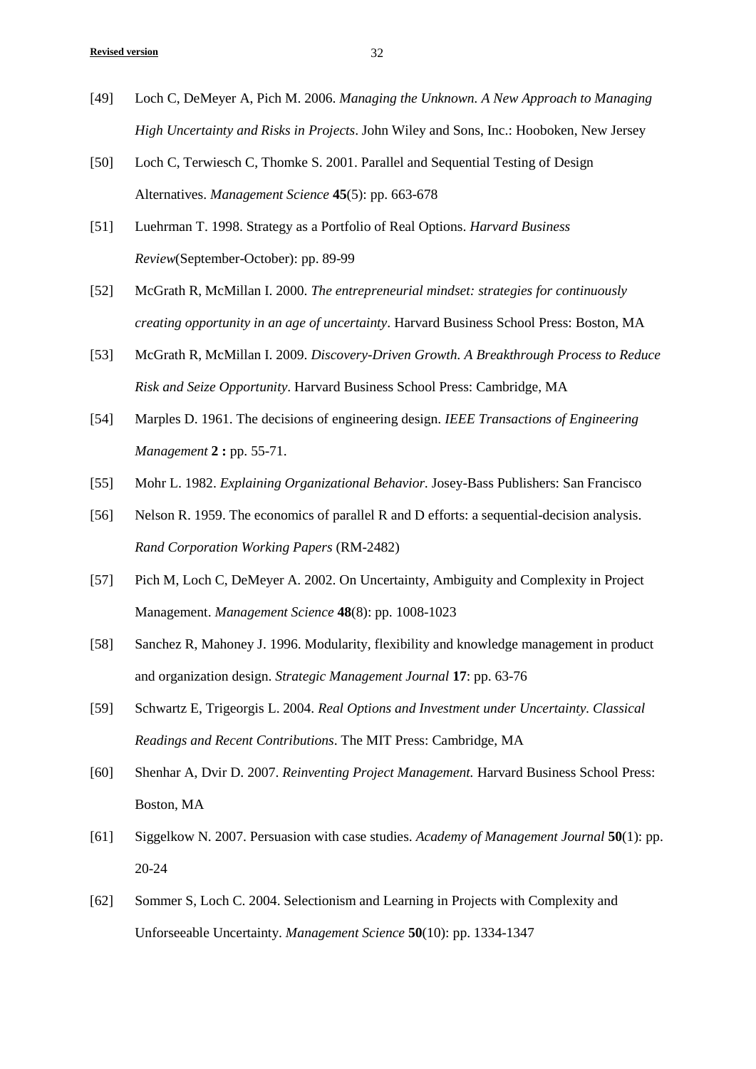[49] Loch C, DeMeyer A, Pich M. 2006. *Managing the Unknown. A New Approach to Managing High Uncertainty and Risks in Projects*. John Wiley and Sons, Inc.: Hooboken, New Jersey

[50] Loch C, Terwiesch C, Thomke S. 2001. Parallel and Sequential Testing of Design Alternatives. *Management Science* **45**(5): pp. 663-678

[51] Luehrman T. 1998. Strategy as a Portfolio of Real Options. *Harvard Business Review*(September-October): pp. 89-99

[52] McGrath R, McMillan I. 2000. *The entrepreneurial mindset: strategies for continuously creating opportunity in an age of uncertainty*. Harvard Business School Press: Boston, MA

[53] McGrath R, McMillan I. 2009. *Discovery-Driven Growth. A Breakthrough Process to Reduce Risk and Seize Opportunity*. Harvard Business School Press: Cambridge, MA

[54] Marples D. 1961. The decisions of engineering design. *IEEE Transactions of Engineering Management* **2 :** pp. 55-71.

[55] Mohr L. 1982. *Explaining Organizational Behavior.* Josey-Bass Publishers: San Francisco

[56] Nelson R. 1959. The economics of parallel R and D efforts: a sequential-decision analysis. *Rand Corporation Working Papers* (RM-2482)

[57] Pich M, Loch C, DeMeyer A. 2002. On Uncertainty, Ambiguity and Complexity in Project Management. *Management Science* **48**(8): pp. 1008-1023

[58] Sanchez R, Mahoney J. 1996. Modularity, flexibility and knowledge management in product and organization design. *Strategic Management Journal* **17**: pp. 63-76

[59] Schwartz E, Trigeorgis L. 2004. *Real Options and Investment under Uncertainty. Classical Readings and Recent Contributions*. The MIT Press: Cambridge, MA

[60] Shenhar A, Dvir D. 2007. *Reinventing Project Management.* Harvard Business School Press: Boston, MA

[61] Siggelkow N. 2007. Persuasion with case studies. *Academy of Management Journal* **50**(1): pp. 20-24

[62] Sommer S, Loch C. 2004. Selectionism and Learning in Projects with Complexity and Unforseeable Uncertainty. *Management Science* **50**(10): pp. 1334-1347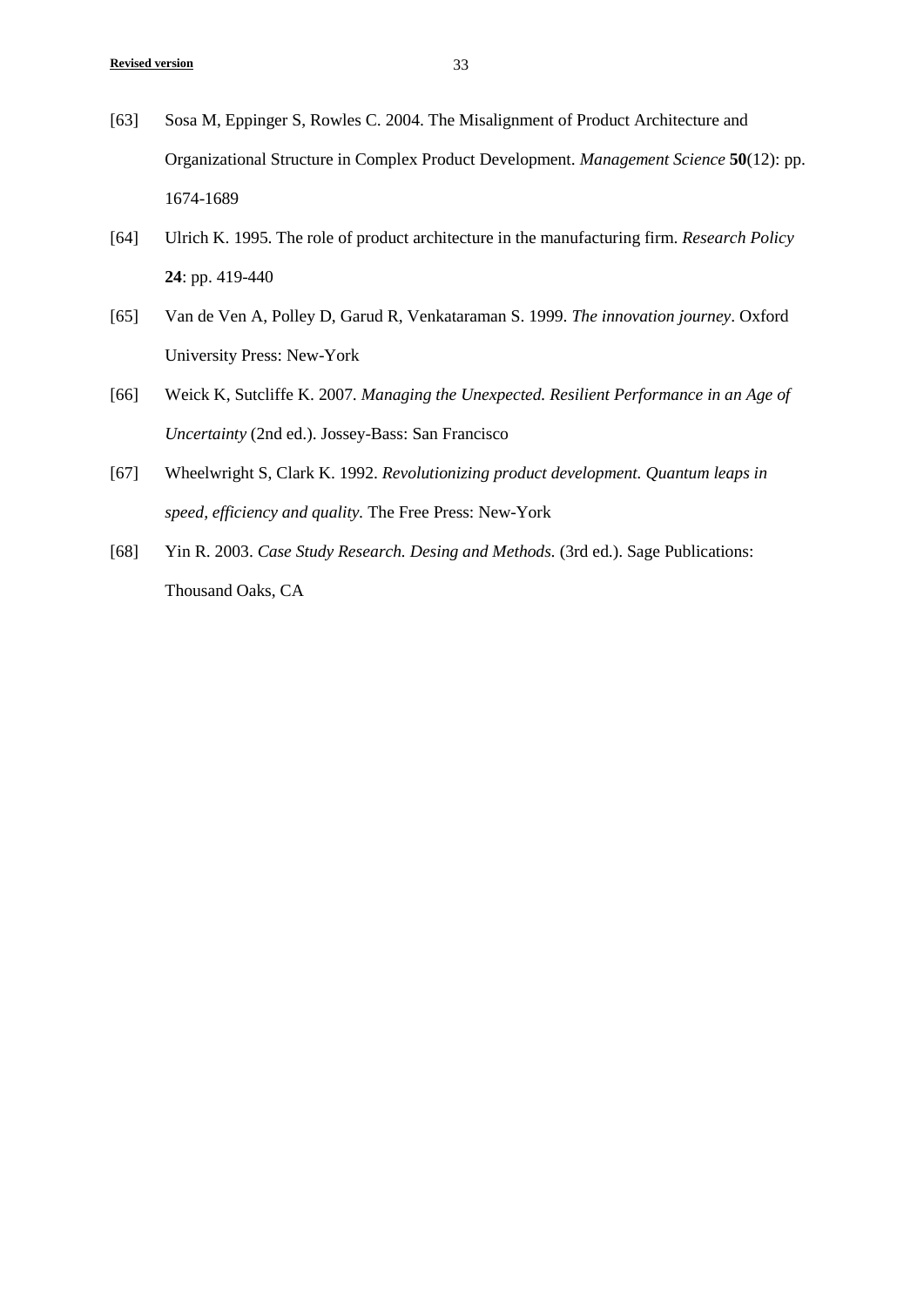[63] Sosa M, Eppinger S, Rowles C. 2004. The Misalignment of Product Architecture and Organizational Structure in Complex Product Development. *Management Science* **50**(12): pp. 1674-1689

[64] Ulrich K. 1995. The role of product architecture in the manufacturing firm. *Research Policy* **24**: pp. 419-440

[65] Van de Ven A, Polley D, Garud R, Venkataraman S. 1999. *The innovation journey*. Oxford University Press: New-York

[66] Weick K, Sutcliffe K. 2007. *Managing the Unexpected. Resilient Performance in an Age of Uncertainty* (2nd ed.). Jossey-Bass: San Francisco

[67] Wheelwright S, Clark K. 1992. *Revolutionizing product development. Quantum leaps in speed, efficiency and quality.* The Free Press: New-York

[68] Yin R. 2003. *Case Study Research. Desing and Methods.* (3rd ed.). Sage Publications: Thousand Oaks, CA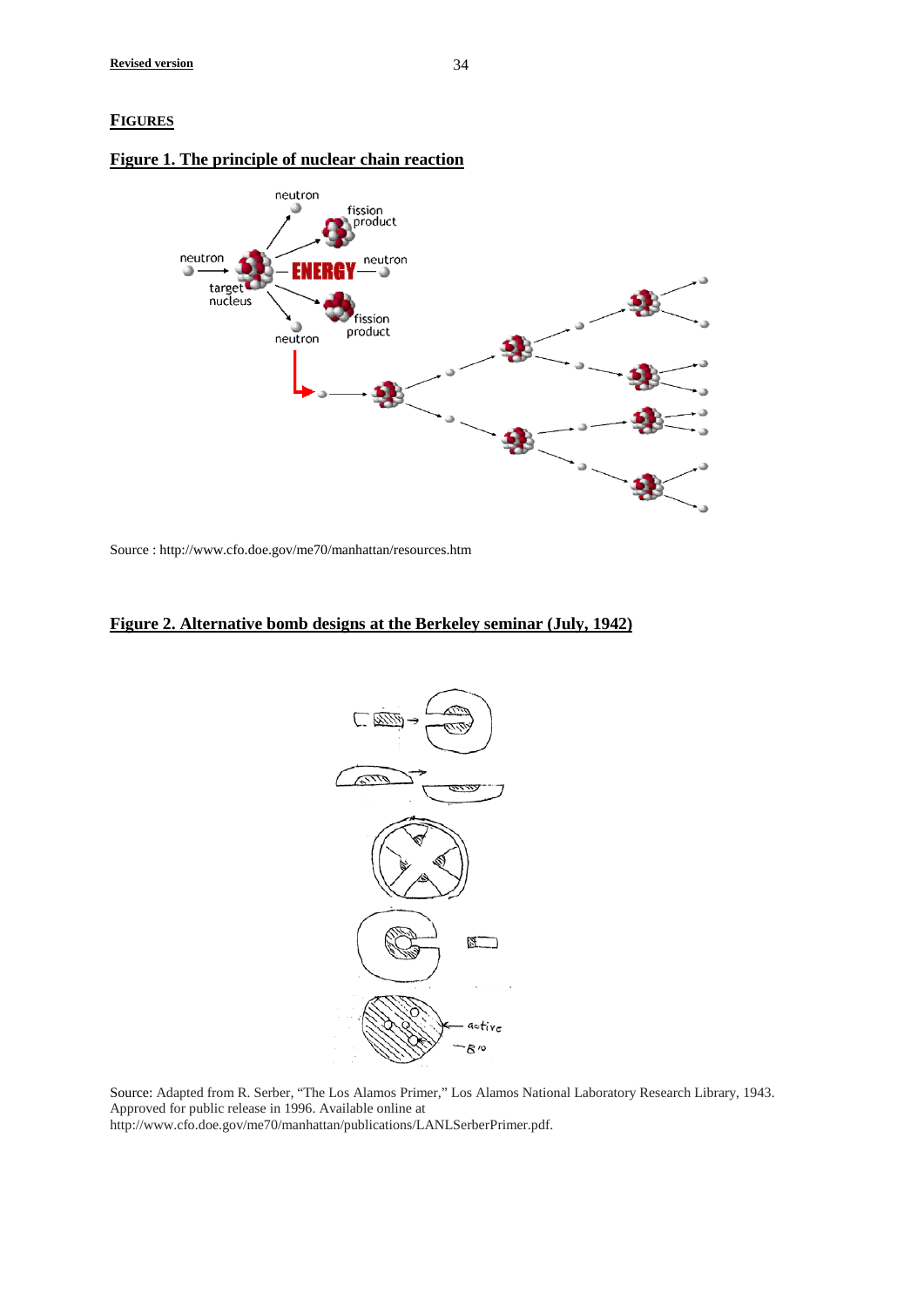## FIGURES

### Figure 1. The principle of nuclear chain reaction

Source : http://www.cfo.doe.gov/me70/manhattan/resources.htm

### Figure 2. Alternative bomb designs at the Berkeley seminar (July, 1942)

Source: Adapted from R. Serber, "The Los Alamos Primer," Los Alamos National Laboratory Research Library, 1943. Approved for public release in 1996. Available online at http://www.cfo.doe.gov/me70/manhattan/publications/LANLSerberPrimer.pdf.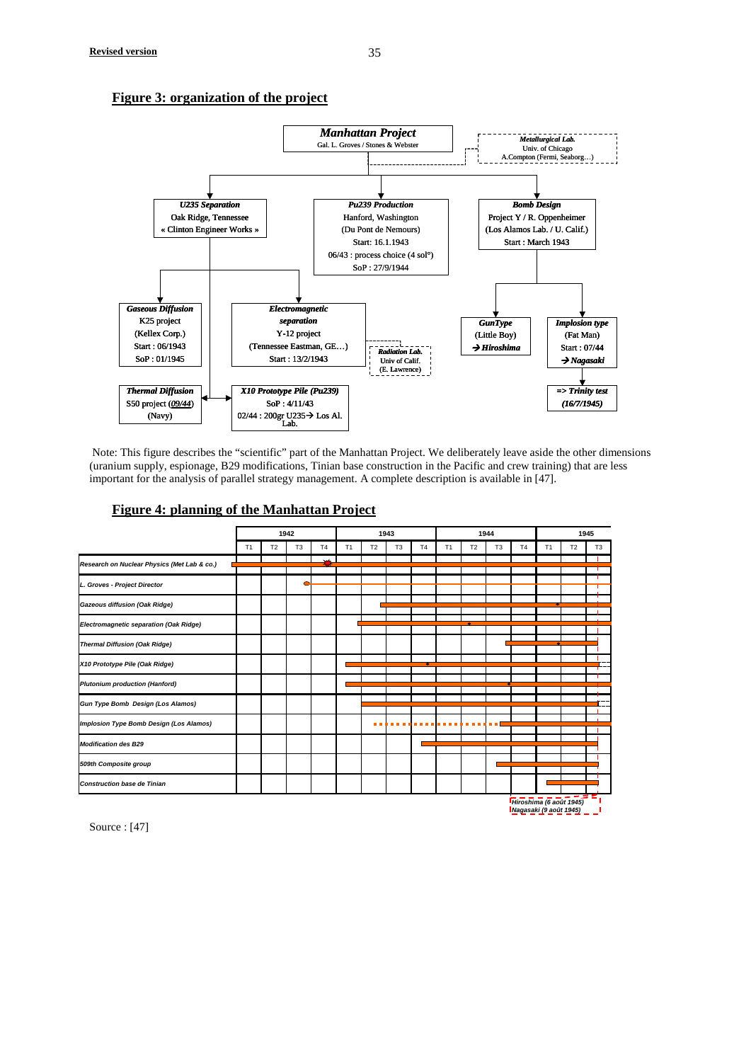## Figure 3: organization of the project

**Manhattan Project**
Gal. L. Groves / Stones & Webster

*Metallurgical Lab.*
Univ. of Chicago
A.Compton (Fermi, Seaborg…)

*U235 Separation*
Oak Ridge, Tennessee
« Clinton Engineer Works »

*Pu239 Production*
Hanford, Washington
(Du Pont de Nemours)
Start: 16.1.1943
06/43 : process choice (4 sol°)
SoP : 27/9/1944

*Bomb Design*
Project Y / R. Oppenheimer
(Los Alamos Lab. / U. Calif.)
Start : March 1943

*Gaseous Diffusion*
K25 project
(Kellex Corp.)
Start : 06/1943
SoP : 01/1945

*Electromagnetic separation*
Y-12 project
(Tennessee Eastman, GE…)
Start : 13/2/1943

*Radiation Lab.*
Univ of Calif.
(E. Lawrence)

*GunType*
(Little Boy)
→ *Hiroshima*

*Implosion type*
(Fat Man)
Start : 07/44
→ *Nagasaki*

*Thermal Diffusion*
S50 project (09/44)
(Navy)

*X10 Prototype Pile (Pu239)*
SoP : 4/11/43
02/44 : 200gr U235→ Los Al. Lab.

*=> Trinity test*
*(16/7/1945)*

Note: This figure describes the "scientific" part of the Manhattan Project. We deliberately leave aside the other dimensions (uranium supply, espionage, B29 modifications, Tinian base construction in the Pacific and crew training) that are less important for the analysis of parallel strategy management. A complete description is available in [47].

## Figure 4: planning of the Manhattan Project

| | 1942 | | | | 1943 | | | | 1944 | | | | 1945 | | |
|---|---|---|---|---|---|---|---|---|---|---|---|---|---|---|---|
| | T1 | T2 | T3 | T4 | T1 | T2 | T3 | T4 | T1 | T2 | T3 | T4 | T1 | T2 | T3 |
| *Research on Nuclear Physics (Met Lab & co.)* | | | | | | | | | | | | | | | |
| *L. Groves - Project Director* | | | | | | | | | | | | | | | |
| *Gazeous diffusion (Oak Ridge)* | | | | | | | | | | | | | | | |
| *Electromagnetic separation (Oak Ridge)* | | | | | | | | | | | | | | | |
| *Thermal Diffusion (Oak Ridge)* | | | | | | | | | | | | | | | |
| *X10 Prototype Pile (Oak Ridge)* | | | | | | | | | | | | | | | |
| *Plutonium production (Hanford)* | | | | | | | | | | | | | | | |
| *Gun Type Bomb Design (Los Alamos)* | | | | | | | | | | | | | | | |
| *Implosion Type Bomb Design (Los Alamos)* | | | | | | | | | | | | | | | |
| *Modification des B29* | | | | | | | | | | | | | | | |
| *509th Composite group* | | | | | | | | | | | | | | | |
| *Construction base de Tinian* | | | | | | | | | | | | | | | |

*Hiroshima (6 août 1945)*
*Nagasaki (9 août 1945)*

Source : [47]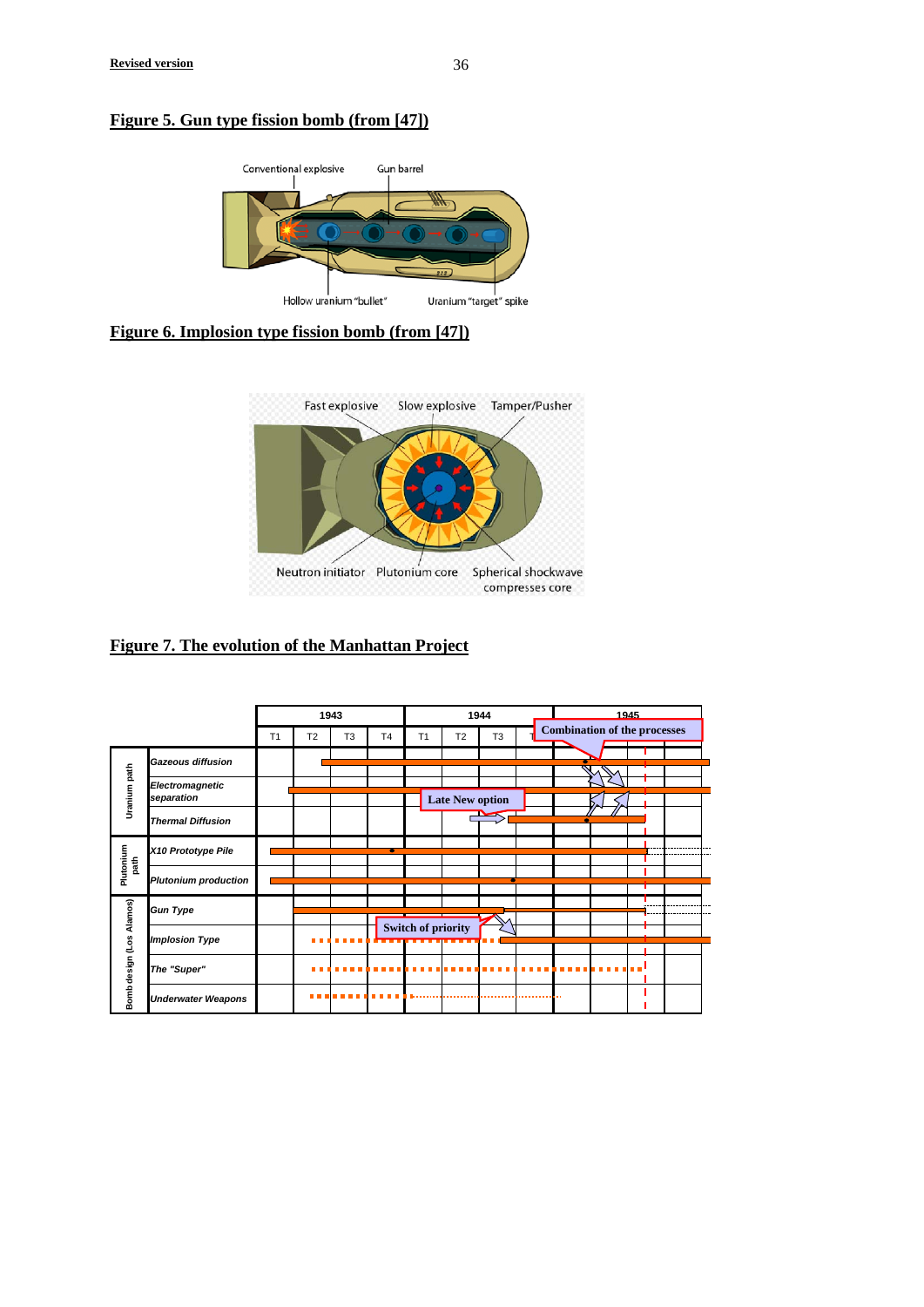## Figure 5. Gun type fission bomb (from [47])

Conventional explosive

Gun barrel

Hollow uranium "bullet"

Uranium "target" spike

## Figure 6. Implosion type fission bomb (from [47])

Fast explosive

Slow explosive

Tamper/Pusher

Neutron initiator

Plutonium core

Spherical shockwave compresses core

## Figure 7. The evolution of the Manhattan Project

1943

1944

1945

T1 T2 T3 T4 T1 T2 T3

Combination of the processes

Uranium path

*Gazeous diffusion*

*Electromagnetic separation*

*Thermal Diffusion*

Late New option

Plutonium path

*X10 Prototype Pile*

*Plutonium production*

Bomb design (Los Alamos)

*Gun Type*

*Implosion Type*

*The "Super"*

*Underwater Weapons*

Switch of priority